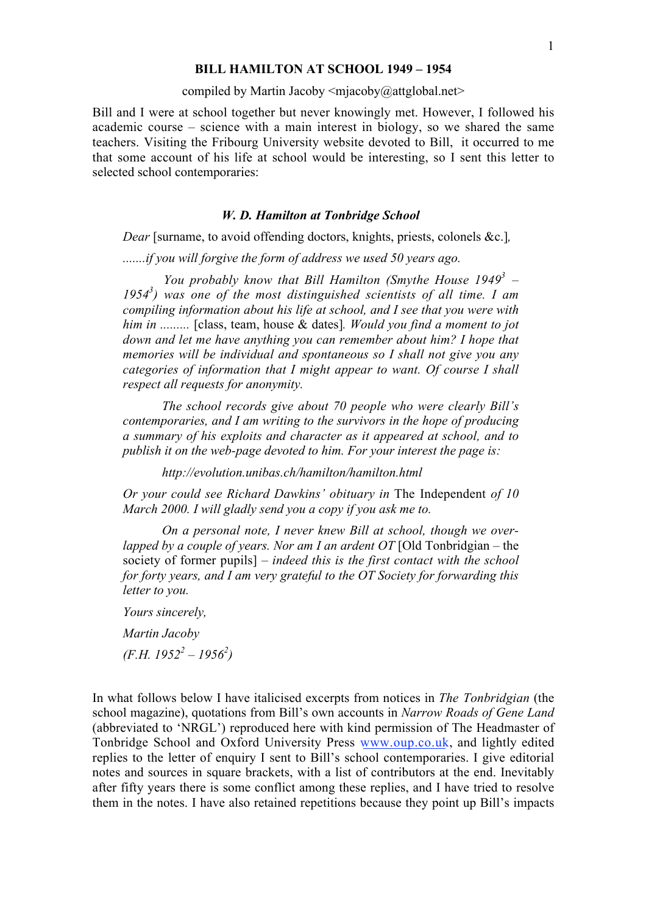# BILL HAMILTON AT SCHOOL 1949 – 1954

compiled by Martin Jacoby <mjacoby@attglobal.net>

Bill and I were at school together but never knowingly met. However, I followed his academic course – science with a main interest in biology, so we shared the same teachers. Visiting the Fribourg University website devoted to Bill, it occurred to me that some account of his life at school would be interesting, so I sent this letter to selected school contemporaries:

### *W. D. Hamilton at Tonbridge School*

> *Dear* [surname, to avoid offending doctors, knights, priests, colonels &c.]*,*
>
> *.......if you will forgive the form of address we used 50 years ago.*
>
> *You probably know that Bill Hamilton (Smythe House 1949$^3$ – 1954$^3$) was one of the most distinguished scientists of all time. I am compiling information about his life at school, and I see that you were with him in .........* [class, team, house & dates]*. Would you find a moment to jot down and let me have anything you can remember about him? I hope that memories will be individual and spontaneous so I shall not give you any categories of information that I might appear to want. Of course I shall respect all requests for anonymity.*
>
> *The school records give about 70 people who were clearly Bill's contemporaries, and I am writing to the survivors in the hope of producing a summary of his exploits and character as it appeared at school, and to publish it on the web-page devoted to him. For your interest the page is:*
>
> *http://evolution.unibas.ch/hamilton/hamilton.html*
>
> *Or your could see Richard Dawkins' obituary in* The Independent *of 10 March 2000. I will gladly send you a copy if you ask me to.*
>
> *On a personal note, I never knew Bill at school, though we over-lapped by a couple of years. Nor am I an ardent OT* [Old Tonbridgian – the society of former pupils] *– indeed this is the first contact with the school for forty years, and I am very grateful to the OT Society for forwarding this letter to you.*
>
> *Yours sincerely,*
>
> *Martin Jacoby*
>
> *(F.H. 1952$^2$ – 1956$^2$)*

In what follows below I have italicised excerpts from notices in *The Tonbridgian* (the school magazine), quotations from Bill's own accounts in *Narrow Roads of Gene Land* (abbreviated to 'NRGL') reproduced here with kind permission of The Headmaster of Tonbridge School and Oxford University Press www.oup.co.uk, and lightly edited replies to the letter of enquiry I sent to Bill's school contemporaries. I give editorial notes and sources in square brackets, with a list of contributors at the end. Inevitably after fifty years there is some conflict among these replies, and I have tried to resolve them in the notes. I have also retained repetitions because they point up Bill's impacts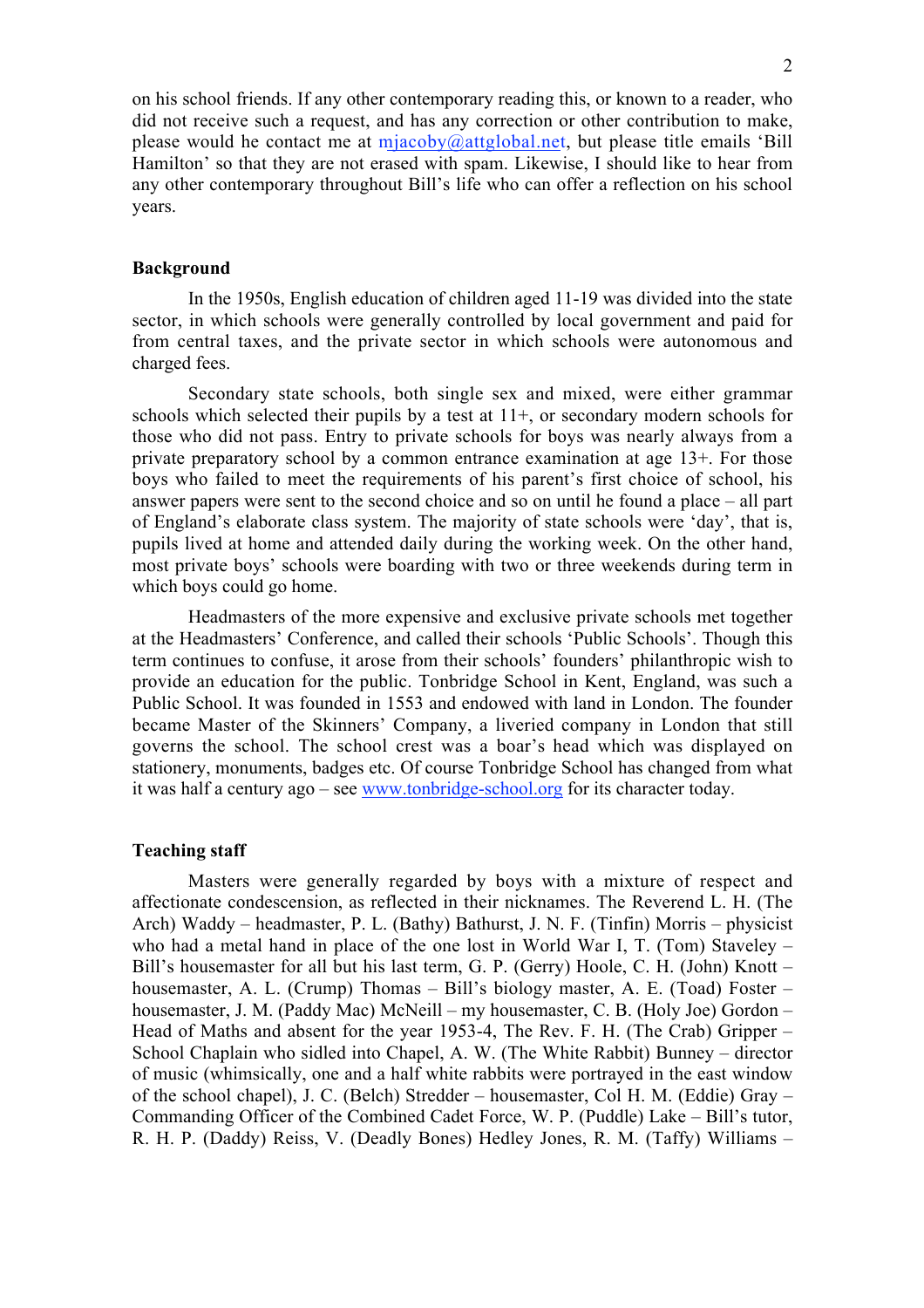on his school friends. If any other contemporary reading this, or known to a reader, who did not receive such a request, and has any correction or other contribution to make, please would he contact me at mjacoby@attglobal.net, but please title emails 'Bill Hamilton' so that they are not erased with spam. Likewise, I should like to hear from any other contemporary throughout Bill's life who can offer a reflection on his school years.

## Background

In the 1950s, English education of children aged 11-19 was divided into the state sector, in which schools were generally controlled by local government and paid for from central taxes, and the private sector in which schools were autonomous and charged fees.

Secondary state schools, both single sex and mixed, were either grammar schools which selected their pupils by a test at 11+, or secondary modern schools for those who did not pass. Entry to private schools for boys was nearly always from a private preparatory school by a common entrance examination at age 13+. For those boys who failed to meet the requirements of his parent's first choice of school, his answer papers were sent to the second choice and so on until he found a place – all part of England's elaborate class system. The majority of state schools were 'day', that is, pupils lived at home and attended daily during the working week. On the other hand, most private boys' schools were boarding with two or three weekends during term in which boys could go home.

Headmasters of the more expensive and exclusive private schools met together at the Headmasters' Conference, and called their schools 'Public Schools'. Though this term continues to confuse, it arose from their schools' founders' philanthropic wish to provide an education for the public. Tonbridge School in Kent, England, was such a Public School. It was founded in 1553 and endowed with land in London. The founder became Master of the Skinners' Company, a liveried company in London that still governs the school. The school crest was a boar's head which was displayed on stationery, monuments, badges etc. Of course Tonbridge School has changed from what it was half a century ago – see www.tonbridge-school.org for its character today.

## Teaching staff

Masters were generally regarded by boys with a mixture of respect and affectionate condescension, as reflected in their nicknames. The Reverend L. H. (The Arch) Waddy – headmaster, P. L. (Bathy) Bathurst, J. N. F. (Tinfin) Morris – physicist who had a metal hand in place of the one lost in World War I, T. (Tom) Staveley – Bill's housemaster for all but his last term, G. P. (Gerry) Hoole, C. H. (John) Knott – housemaster, A. L. (Crump) Thomas – Bill's biology master, A. E. (Toad) Foster – housemaster, J. M. (Paddy Mac) McNeill – my housemaster, C. B. (Holy Joe) Gordon – Head of Maths and absent for the year 1953-4, The Rev. F. H. (The Crab) Gripper – School Chaplain who sidled into Chapel, A. W. (The White Rabbit) Bunney – director of music (whimsically, one and a half white rabbits were portrayed in the east window of the school chapel), J. C. (Belch) Stredder – housemaster, Col H. M. (Eddie) Gray – Commanding Officer of the Combined Cadet Force, W. P. (Puddle) Lake – Bill's tutor, R. H. P. (Daddy) Reiss, V. (Deadly Bones) Hedley Jones, R. M. (Taffy) Williams –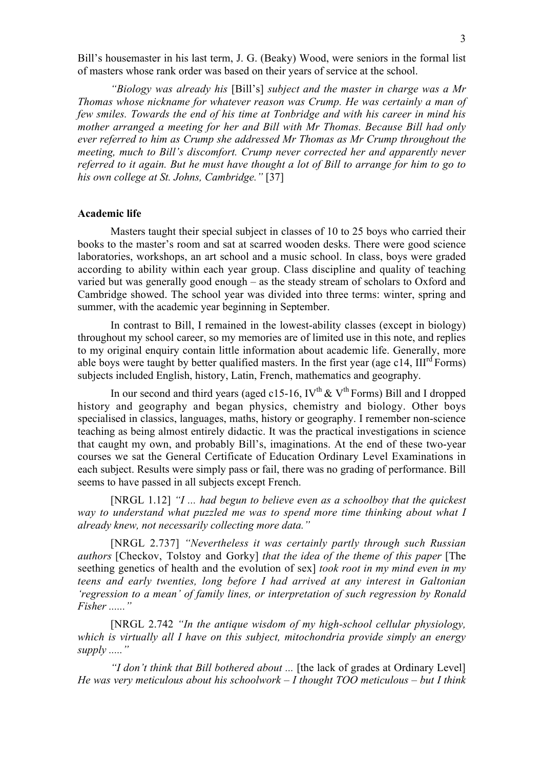Bill's housemaster in his last term, J. G. (Beaky) Wood, were seniors in the formal list of masters whose rank order was based on their years of service at the school.

*"Biology was already his* [Bill's] *subject and the master in charge was a Mr Thomas whose nickname for whatever reason was Crump. He was certainly a man of few smiles. Towards the end of his time at Tonbridge and with his career in mind his mother arranged a meeting for her and Bill with Mr Thomas. Because Bill had only ever referred to him as Crump she addressed Mr Thomas as Mr Crump throughout the meeting, much to Bill's discomfort. Crump never corrected her and apparently never referred to it again. But he must have thought a lot of Bill to arrange for him to go to his own college at St. Johns, Cambridge."* [37]

**Academic life**

Masters taught their special subject in classes of 10 to 25 boys who carried their books to the master's room and sat at scarred wooden desks. There were good science laboratories, workshops, an art school and a music school. In class, boys were graded according to ability within each year group. Class discipline and quality of teaching varied but was generally good enough – as the steady stream of scholars to Oxford and Cambridge showed. The school year was divided into three terms: winter, spring and summer, with the academic year beginning in September.

In contrast to Bill, I remained in the lowest-ability classes (except in biology) throughout my school career, so my memories are of limited use in this note, and replies to my original enquiry contain little information about academic life. Generally, more able boys were taught by better qualified masters. In the first year (age c14, III[rd] Forms) subjects included English, history, Latin, French, mathematics and geography.

In our second and third years (aged c15-16, IV[th] & V[th] Forms) Bill and I dropped history and geography and began physics, chemistry and biology. Other boys specialised in classics, languages, maths, history or geography. I remember non-science teaching as being almost entirely didactic. It was the practical investigations in science that caught my own, and probably Bill's, imaginations. At the end of these two-year courses we sat the General Certificate of Education Ordinary Level Examinations in each subject. Results were simply pass or fail, there was no grading of performance. Bill seems to have passed in all subjects except French.

[NRGL 1.12] *"I ... had begun to believe even as a schoolboy that the quickest way to understand what puzzled me was to spend more time thinking about what I already knew, not necessarily collecting more data."*

[NRGL 2.737] *"Nevertheless it was certainly partly through such Russian authors* [Checkov, Tolstoy and Gorky] *that the idea of the theme of this paper* [The seething genetics of health and the evolution of sex] *took root in my mind even in my teens and early twenties, long before I had arrived at any interest in Galtonian 'regression to a mean' of family lines, or interpretation of such regression by Ronald Fisher ......"*

[NRGL 2.742 *"In the antique wisdom of my high-school cellular physiology, which is virtually all I have on this subject, mitochondria provide simply an energy supply ....."*

*"I don't think that Bill bothered about ...* [the lack of grades at Ordinary Level] *He was very meticulous about his schoolwork – I thought TOO meticulous – but I think*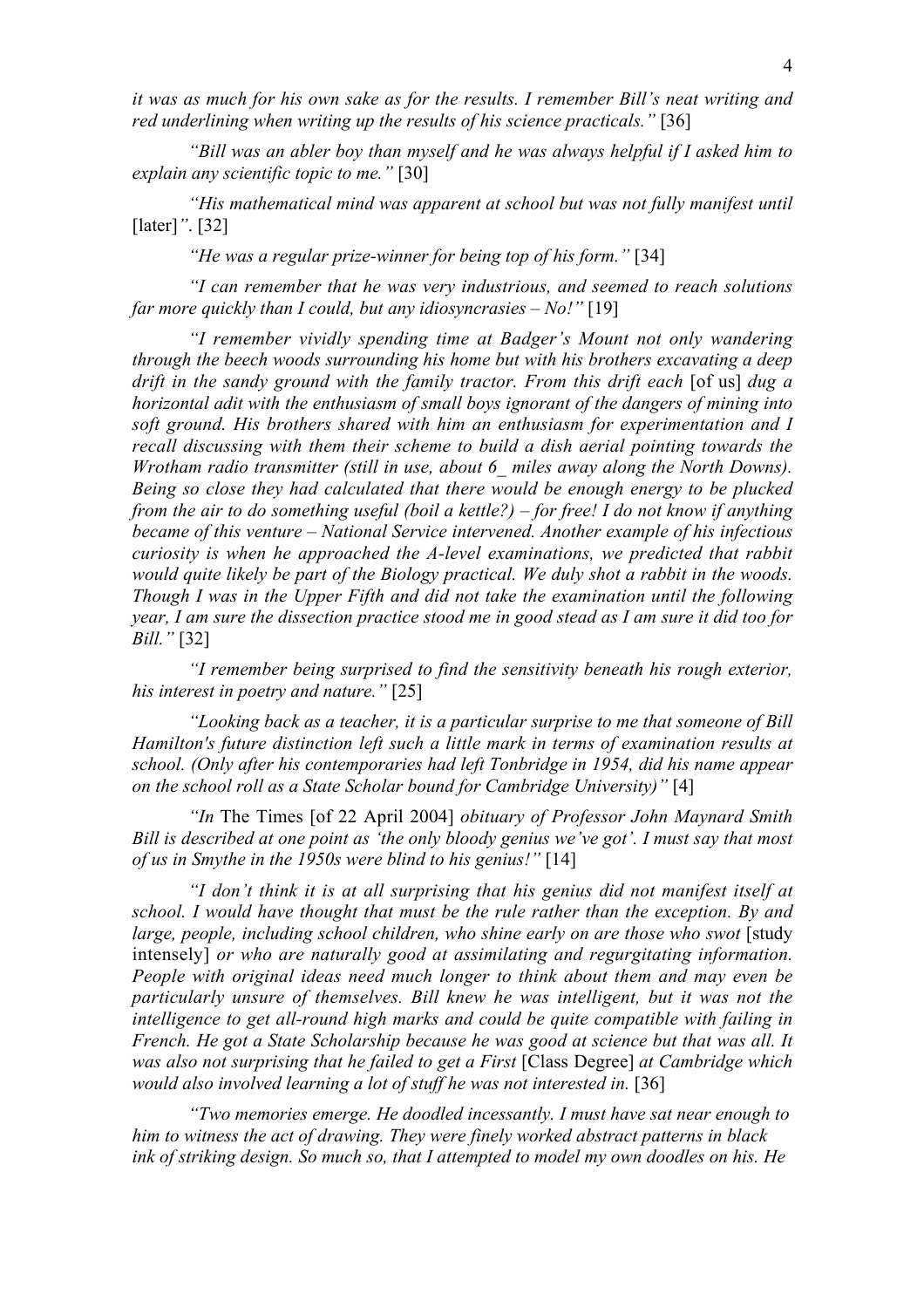*it was as much for his own sake as for the results. I remember Bill's neat writing and red underlining when writing up the results of his science practicals."* [36]

*"Bill was an abler boy than myself and he was always helpful if I asked him to explain any scientific topic to me."* [30]

*"His mathematical mind was apparent at school but was not fully manifest until* [later]*"*. [32]

*"He was a regular prize-winner for being top of his form."* [34]

*"I can remember that he was very industrious, and seemed to reach solutions far more quickly than I could, but any idiosyncrasies – No!"* [19]

*"I remember vividly spending time at Badger's Mount not only wandering through the beech woods surrounding his home but with his brothers excavating a deep drift in the sandy ground with the family tractor. From this drift each* [of us] *dug a horizontal adit with the enthusiasm of small boys ignorant of the dangers of mining into soft ground. His brothers shared with him an enthusiasm for experimentation and I recall discussing with them their scheme to build a dish aerial pointing towards the Wrotham radio transmitter (still in use, about 6_ miles away along the North Downs). Being so close they had calculated that there would be enough energy to be plucked from the air to do something useful (boil a kettle?) – for free! I do not know if anything became of this venture – National Service intervened. Another example of his infectious curiosity is when he approached the A-level examinations, we predicted that rabbit would quite likely be part of the Biology practical. We duly shot a rabbit in the woods. Though I was in the Upper Fifth and did not take the examination until the following year, I am sure the dissection practice stood me in good stead as I am sure it did too for Bill."* [32]

*"I remember being surprised to find the sensitivity beneath his rough exterior, his interest in poetry and nature."* [25]

*"Looking back as a teacher, it is a particular surprise to me that someone of Bill Hamilton's future distinction left such a little mark in terms of examination results at school. (Only after his contemporaries had left Tonbridge in 1954, did his name appear on the school roll as a State Scholar bound for Cambridge University)"* [4]

*"In* The Times [of 22 April 2004] *obituary of Professor John Maynard Smith Bill is described at one point as 'the only bloody genius we've got'. I must say that most of us in Smythe in the 1950s were blind to his genius!"* [14]

*"I don't think it is at all surprising that his genius did not manifest itself at school. I would have thought that must be the rule rather than the exception. By and large, people, including school children, who shine early on are those who swot* [study intensely] *or who are naturally good at assimilating and regurgitating information. People with original ideas need much longer to think about them and may even be particularly unsure of themselves. Bill knew he was intelligent, but it was not the intelligence to get all-round high marks and could be quite compatible with failing in French. He got a State Scholarship because he was good at science but that was all. It was also not surprising that he failed to get a First* [Class Degree] *at Cambridge which would also involved learning a lot of stuff he was not interested in.* [36]

*"Two memories emerge. He doodled incessantly. I must have sat near enough to him to witness the act of drawing. They were finely worked abstract patterns in black ink of striking design. So much so, that I attempted to model my own doodles on his. He*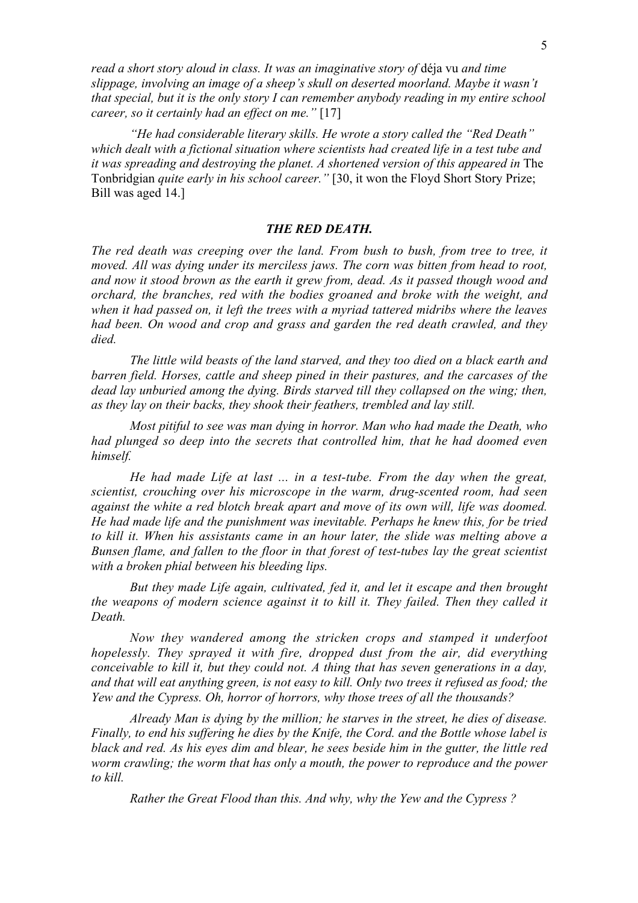*read a short story aloud in class. It was an imaginative story of* déja vu *and time slippage, involving an image of a sheep's skull on deserted moorland. Maybe it wasn't that special, but it is the only story I can remember anybody reading in my entire school career, so it certainly had an effect on me."* [17]

*"He had considerable literary skills. He wrote a story called the "Red Death" which dealt with a fictional situation where scientists had created life in a test tube and it was spreading and destroying the planet. A shortened version of this appeared in* The Tonbridgian *quite early in his school career."* [30, it won the Floyd Short Story Prize; Bill was aged 14.]

### *THE RED DEATH.*

*The red death was creeping over the land. From bush to bush, from tree to tree, it moved. All was dying under its merciless jaws. The corn was bitten from head to root, and now it stood brown as the earth it grew from, dead. As it passed though wood and orchard, the branches, red with the bodies groaned and broke with the weight, and when it had passed on, it left the trees with a myriad tattered midribs where the leaves had been. On wood and crop and grass and garden the red death crawled, and they died.*

*The little wild beasts of the land starved, and they too died on a black earth and barren field. Horses, cattle and sheep pined in their pastures, and the carcases of the dead lay unburied among the dying. Birds starved till they collapsed on the wing; then, as they lay on their backs, they shook their feathers, trembled and lay still.*

*Most pitiful to see was man dying in horror. Man who had made the Death, who had plunged so deep into the secrets that controlled him, that he had doomed even himself.*

*He had made Life at last ... in a test-tube. From the day when the great, scientist, crouching over his microscope in the warm, drug-scented room, had seen against the white a red blotch break apart and move of its own will, life was doomed. He had made life and the punishment was inevitable. Perhaps he knew this, for be tried to kill it. When his assistants came in an hour later, the slide was melting above a Bunsen flame, and fallen to the floor in that forest of test-tubes lay the great scientist with a broken phial between his bleeding lips.*

*But they made Life again, cultivated, fed it, and let it escape and then brought the weapons of modern science against it to kill it. They failed. Then they called it Death.*

*Now they wandered among the stricken crops and stamped it underfoot hopelessly. They sprayed it with fire, dropped dust from the air, did everything conceivable to kill it, but they could not. A thing that has seven generations in a day, and that will eat anything green, is not easy to kill. Only two trees it refused as food; the Yew and the Cypress. Oh, horror of horrors, why those trees of all the thousands?*

*Already Man is dying by the million; he starves in the street, he dies of disease. Finally, to end his suffering he dies by the Knife, the Cord. and the Bottle whose label is black and red. As his eyes dim and blear, he sees beside him in the gutter, the little red worm crawling; the worm that has only a mouth, the power to reproduce and the power to kill.*

*Rather the Great Flood than this. And why, why the Yew and the Cypress ?*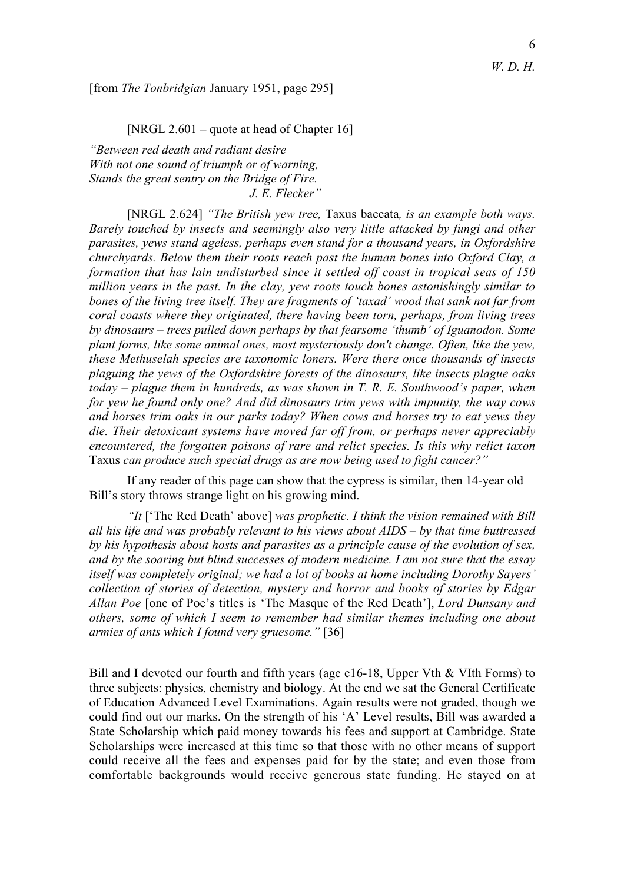*W. D. H.*

[from *The Tonbridgian* January 1951, page 295]

[NRGL 2.601 – quote at head of Chapter 16]

*"Between red death and radiant desire*
*With not one sound of triumph or of warning,*
*Stands the great sentry on the Bridge of Fire.*
*J. E. Flecker"*

[NRGL 2.624] *"The British yew tree,* Taxus baccata*, is an example both ways. Barely touched by insects and seemingly also very little attacked by fungi and other parasites, yews stand ageless, perhaps even stand for a thousand years, in Oxfordshire churchyards. Below them their roots reach past the human bones into Oxford Clay, a formation that has lain undisturbed since it settled off coast in tropical seas of 150 million years in the past. In the clay, yew roots touch bones astonishingly similar to bones of the living tree itself. They are fragments of 'taxad' wood that sank not far from coral coasts where they originated, there having been torn, perhaps, from living trees by dinosaurs – trees pulled down perhaps by that fearsome 'thumb' of Iguanodon. Some plant forms, like some animal ones, most mysteriously don't change. Often, like the yew, these Methuselah species are taxonomic loners. Were there once thousands of insects plaguing the yews of the Oxfordshire forests of the dinosaurs, like insects plague oaks today – plague them in hundreds, as was shown in T. R. E. Southwood's paper, when for yew he found only one? And did dinosaurs trim yews with impunity, the way cows and horses trim oaks in our parks today? When cows and horses try to eat yews they die. Their detoxicant systems have moved far off from, or perhaps never appreciably encountered, the forgotten poisons of rare and relict species. Is this why relict taxon* Taxus *can produce such special drugs as are now being used to fight cancer?"*

If any reader of this page can show that the cypress is similar, then 14-year old Bill's story throws strange light on his growing mind.

*"It* ['The Red Death' above] *was prophetic. I think the vision remained with Bill all his life and was probably relevant to his views about AIDS – by that time buttressed by his hypothesis about hosts and parasites as a principle cause of the evolution of sex, and by the soaring but blind successes of modern medicine. I am not sure that the essay itself was completely original; we had a lot of books at home including Dorothy Sayers' collection of stories of detection, mystery and horror and books of stories by Edgar Allan Poe* [one of Poe's titles is 'The Masque of the Red Death'], *Lord Dunsany and others, some of which I seem to remember had similar themes including one about armies of ants which I found very gruesome."* [36]

Bill and I devoted our fourth and fifth years (age c16-18, Upper Vth & VIth Forms) to three subjects: physics, chemistry and biology. At the end we sat the General Certificate of Education Advanced Level Examinations. Again results were not graded, though we could find out our marks. On the strength of his 'A' Level results, Bill was awarded a State Scholarship which paid money towards his fees and support at Cambridge. State Scholarships were increased at this time so that those with no other means of support could receive all the fees and expenses paid for by the state; and even those from comfortable backgrounds would receive generous state funding. He stayed on at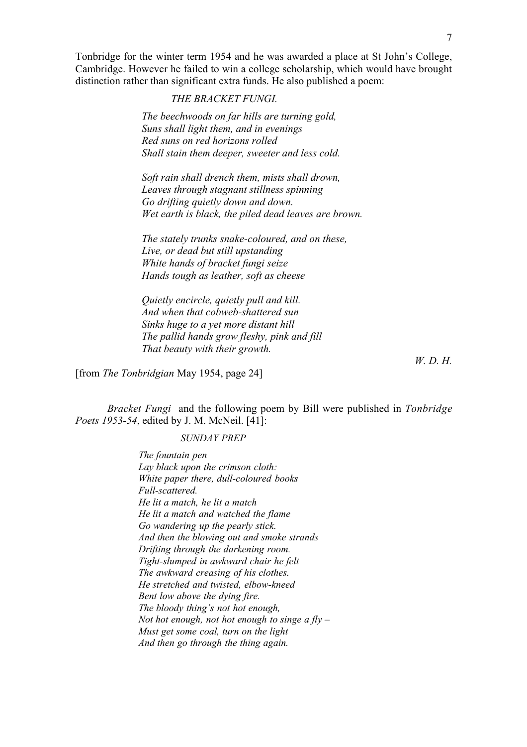Tonbridge for the winter term 1954 and he was awarded a place at St John's College, Cambridge. However he failed to win a college scholarship, which would have brought distinction rather than significant extra funds. He also published a poem:

*THE BRACKET FUNGI.*

*The beechwoods on far hills are turning gold,*  
*Suns shall light them, and in evenings*  
*Red suns on red horizons rolled*  
*Shall stain them deeper, sweeter and less cold.*

*Soft rain shall drench them, mists shall drown,*  
*Leaves through stagnant stillness spinning*  
*Go drifting quietly down and down.*  
*Wet earth is black, the piled dead leaves are brown.*

*The stately trunks snake-coloured, and on these,*  
*Live, or dead but still upstanding*  
*White hands of bracket fungi seize*  
*Hands tough as leather, soft as cheese*

*Quietly encircle, quietly pull and kill.*  
*And when that cobweb-shattered sun*  
*Sinks huge to a yet more distant hill*  
*The pallid hands grow fleshy, pink and fill*  
*That beauty with their growth.*

*W. D. H.*

[from *The Tonbridgian* May 1954, page 24]

*Bracket Fungi* and the following poem by Bill were published in *Tonbridge Poets 1953-54*, edited by J. M. McNeil. [41]:

*SUNDAY PREP*

*The fountain pen*  
*Lay black upon the crimson cloth:*  
*White paper there, dull-coloured books*  
*Full-scattered.*  
*He lit a match, he lit a match*  
*He lit a match and watched the flame*  
*Go wandering up the pearly stick.*  
*And then the blowing out and smoke strands*  
*Drifting through the darkening room.*  
*Tight-slumped in awkward chair he felt*  
*The awkward creasing of his clothes.*  
*He stretched and twisted, elbow-kneed*  
*Bent low above the dying fire.*  
*The bloody thing's not hot enough,*  
*Not hot enough, not hot enough to singe a fly –*  
*Must get some coal, turn on the light*  
*And then go through the thing again.*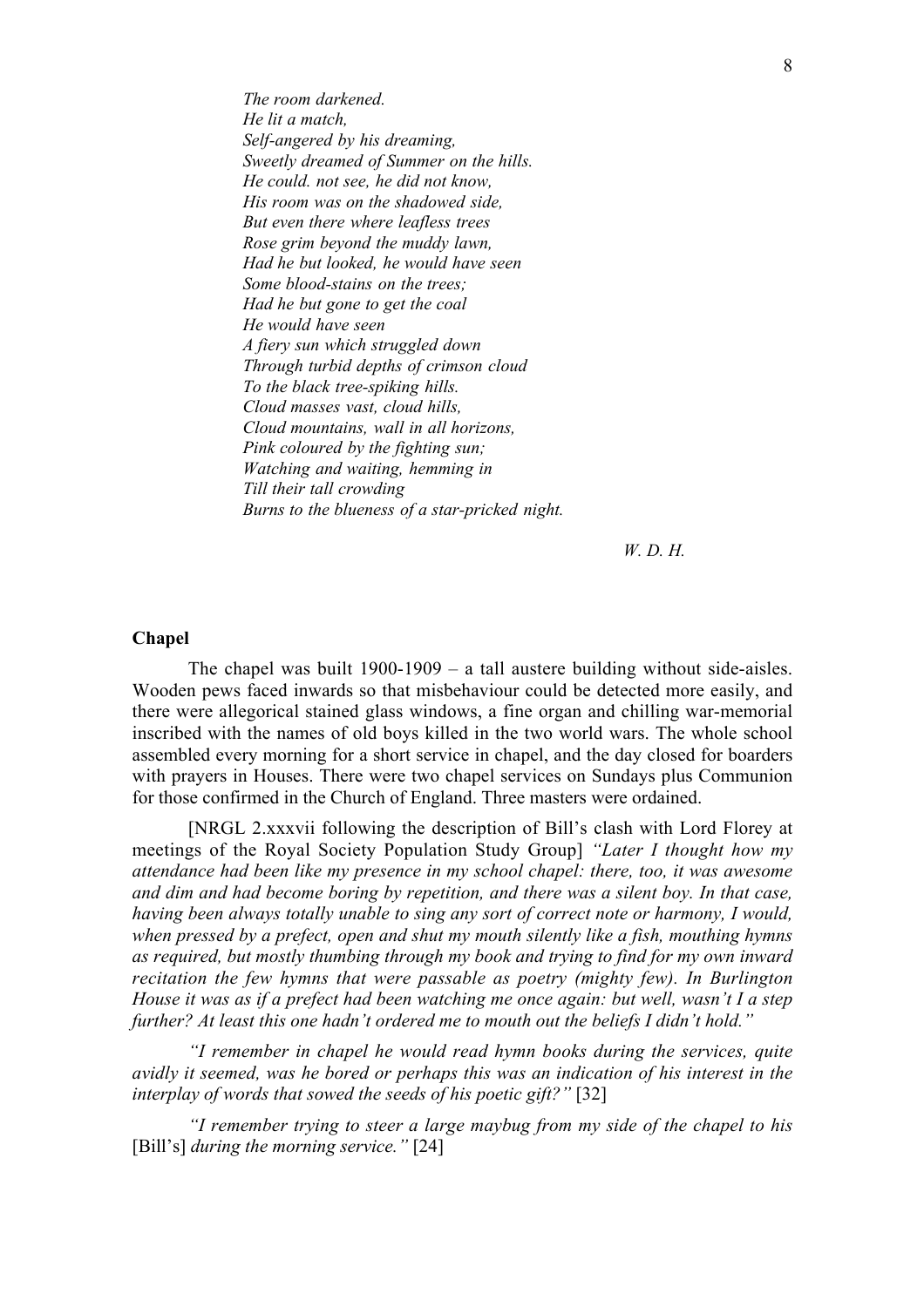*The room darkened.*
*He lit a match,*
*Self-angered by his dreaming,*
*Sweetly dreamed of Summer on the hills.*
*He could. not see, he did not know,*
*His room was on the shadowed side,*
*But even there where leafless trees*
*Rose grim beyond the muddy lawn,*
*Had he but looked, he would have seen*
*Some blood-stains on the trees;*
*Had he but gone to get the coal*
*He would have seen*
*A fiery sun which struggled down*
*Through turbid depths of crimson cloud*
*To the black tree-spiking hills.*
*Cloud masses vast, cloud hills,*
*Cloud mountains, wall in all horizons,*
*Pink coloured by the fighting sun;*
*Watching and waiting, hemming in*
*Till their tall crowding*
*Burns to the blueness of a star-pricked night.*

*W. D. H.*

**Chapel**

The chapel was built 1900-1909 – a tall austere building without side-aisles. Wooden pews faced inwards so that misbehaviour could be detected more easily, and there were allegorical stained glass windows, a fine organ and chilling war-memorial inscribed with the names of old boys killed in the two world wars. The whole school assembled every morning for a short service in chapel, and the day closed for boarders with prayers in Houses. There were two chapel services on Sundays plus Communion for those confirmed in the Church of England. Three masters were ordained.

[NRGL 2.xxxvii following the description of Bill's clash with Lord Florey at meetings of the Royal Society Population Study Group] *"Later I thought how my attendance had been like my presence in my school chapel: there, too, it was awesome and dim and had become boring by repetition, and there was a silent boy. In that case, having been always totally unable to sing any sort of correct note or harmony, I would, when pressed by a prefect, open and shut my mouth silently like a fish, mouthing hymns as required, but mostly thumbing through my book and trying to find for my own inward recitation the few hymns that were passable as poetry (mighty few). In Burlington House it was as if a prefect had been watching me once again: but well, wasn't I a step further? At least this one hadn't ordered me to mouth out the beliefs I didn't hold."*

*"I remember in chapel he would read hymn books during the services, quite avidly it seemed, was he bored or perhaps this was an indication of his interest in the interplay of words that sowed the seeds of his poetic gift?"* [32]

*"I remember trying to steer a large maybug from my side of the chapel to his* [Bill's] *during the morning service."* [24]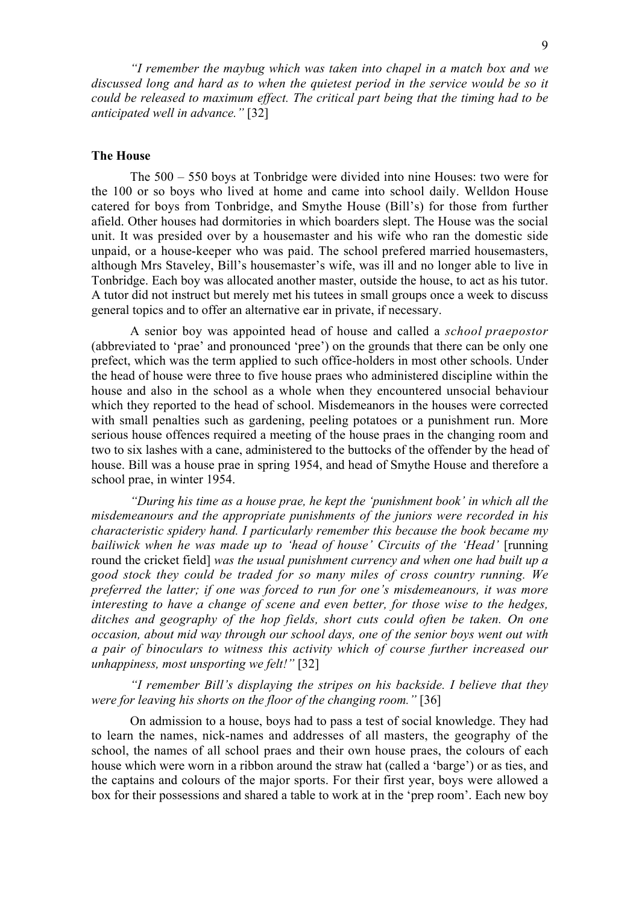*"I remember the maybug which was taken into chapel in a match box and we discussed long and hard as to when the quietest period in the service would be so it could be released to maximum effect. The critical part being that the timing had to be anticipated well in advance."* [32]

### The House

The 500 – 550 boys at Tonbridge were divided into nine Houses: two were for the 100 or so boys who lived at home and came into school daily. Welldon House catered for boys from Tonbridge, and Smythe House (Bill's) for those from further afield. Other houses had dormitories in which boarders slept. The House was the social unit. It was presided over by a housemaster and his wife who ran the domestic side unpaid, or a house-keeper who was paid. The school prefered married housemasters, although Mrs Staveley, Bill's housemaster's wife, was ill and no longer able to live in Tonbridge. Each boy was allocated another master, outside the house, to act as his tutor. A tutor did not instruct but merely met his tutees in small groups once a week to discuss general topics and to offer an alternative ear in private, if necessary.

A senior boy was appointed head of house and called a *school praepostor* (abbreviated to 'prae' and pronounced 'pree') on the grounds that there can be only one prefect, which was the term applied to such office-holders in most other schools. Under the head of house were three to five house praes who administered discipline within the house and also in the school as a whole when they encountered unsocial behaviour which they reported to the head of school. Misdemeanors in the houses were corrected with small penalties such as gardening, peeling potatoes or a punishment run. More serious house offences required a meeting of the house praes in the changing room and two to six lashes with a cane, administered to the buttocks of the offender by the head of house. Bill was a house prae in spring 1954, and head of Smythe House and therefore a school prae, in winter 1954.

*"During his time as a house prae, he kept the 'punishment book' in which all the misdemeanours and the appropriate punishments of the juniors were recorded in his characteristic spidery hand. I particularly remember this because the book became my bailiwick when he was made up to 'head of house' Circuits of the 'Head'* [running round the cricket field] *was the usual punishment currency and when one had built up a good stock they could be traded for so many miles of cross country running. We preferred the latter; if one was forced to run for one's misdemeanours, it was more interesting to have a change of scene and even better, for those wise to the hedges, ditches and geography of the hop fields, short cuts could often be taken. On one occasion, about mid way through our school days, one of the senior boys went out with a pair of binoculars to witness this activity which of course further increased our unhappiness, most unsporting we felt!"* [32]

*"I remember Bill's displaying the stripes on his backside. I believe that they were for leaving his shorts on the floor of the changing room."* [36]

On admission to a house, boys had to pass a test of social knowledge. They had to learn the names, nick-names and addresses of all masters, the geography of the school, the names of all school praes and their own house praes, the colours of each house which were worn in a ribbon around the straw hat (called a 'barge') or as ties, and the captains and colours of the major sports. For their first year, boys were allowed a box for their possessions and shared a table to work at in the 'prep room'. Each new boy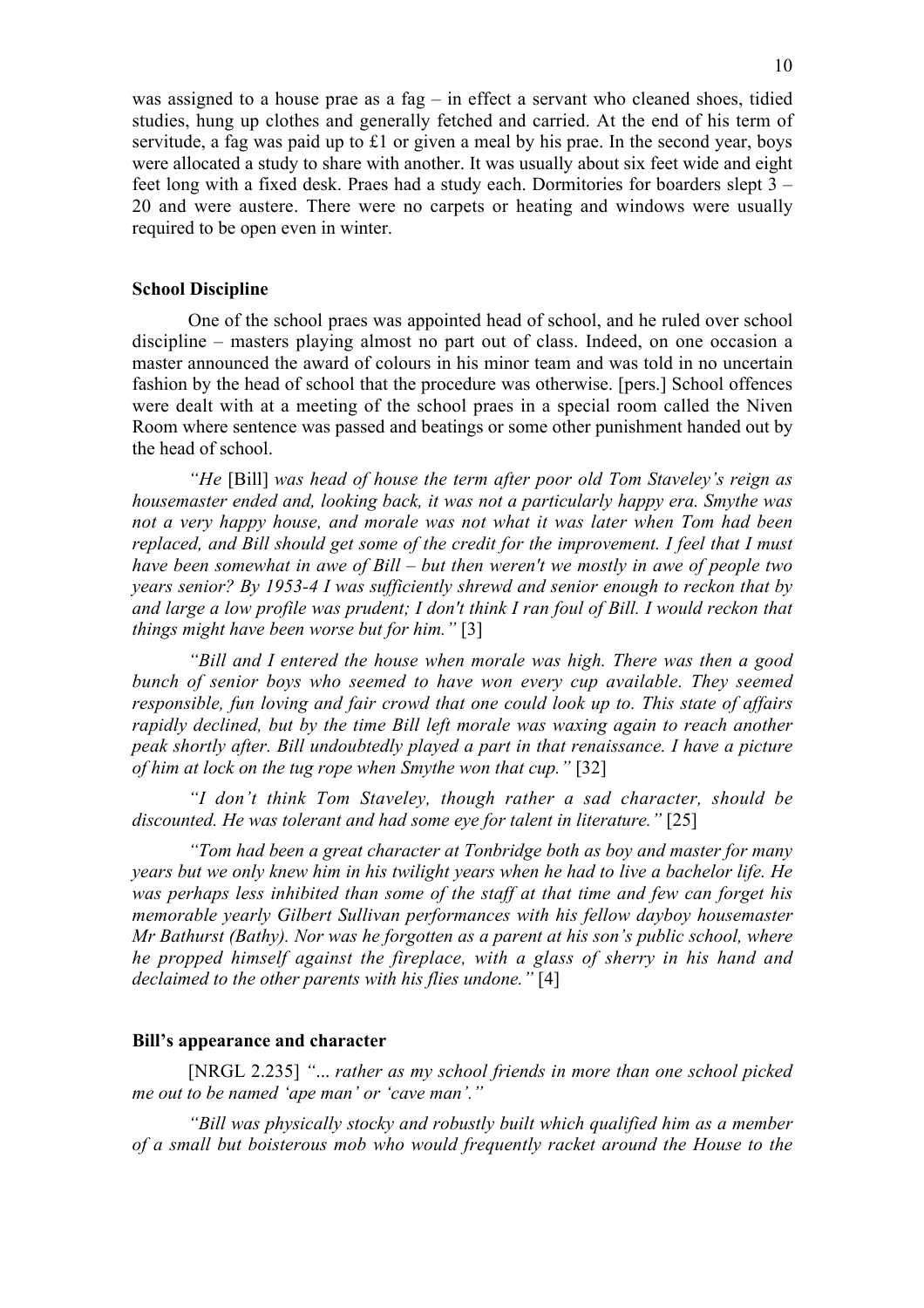was assigned to a house prae as a fag – in effect a servant who cleaned shoes, tidied studies, hung up clothes and generally fetched and carried. At the end of his term of servitude, a fag was paid up to £1 or given a meal by his prae. In the second year, boys were allocated a study to share with another. It was usually about six feet wide and eight feet long with a fixed desk. Praes had a study each. Dormitories for boarders slept 3 – 20 and were austere. There were no carpets or heating and windows were usually required to be open even in winter.

### School Discipline

One of the school praes was appointed head of school, and he ruled over school discipline – masters playing almost no part out of class. Indeed, on one occasion a master announced the award of colours in his minor team and was told in no uncertain fashion by the head of school that the procedure was otherwise. [pers.] School offences were dealt with at a meeting of the school praes in a special room called the Niven Room where sentence was passed and beatings or some other punishment handed out by the head of school.

*"He* [Bill] *was head of house the term after poor old Tom Staveley's reign as housemaster ended and, looking back, it was not a particularly happy era. Smythe was not a very happy house, and morale was not what it was later when Tom had been replaced, and Bill should get some of the credit for the improvement. I feel that I must have been somewhat in awe of Bill – but then weren't we mostly in awe of people two years senior? By 1953-4 I was sufficiently shrewd and senior enough to reckon that by and large a low profile was prudent; I don't think I ran foul of Bill. I would reckon that things might have been worse but for him."* [3]

*"Bill and I entered the house when morale was high. There was then a good bunch of senior boys who seemed to have won every cup available. They seemed responsible, fun loving and fair crowd that one could look up to. This state of affairs rapidly declined, but by the time Bill left morale was waxing again to reach another peak shortly after. Bill undoubtedly played a part in that renaissance. I have a picture of him at lock on the tug rope when Smythe won that cup."* [32]

*"I don't think Tom Staveley, though rather a sad character, should be discounted. He was tolerant and had some eye for talent in literature."* [25]

*"Tom had been a great character at Tonbridge both as boy and master for many years but we only knew him in his twilight years when he had to live a bachelor life. He was perhaps less inhibited than some of the staff at that time and few can forget his memorable yearly Gilbert Sullivan performances with his fellow dayboy housemaster Mr Bathurst (Bathy). Nor was he forgotten as a parent at his son's public school, where he propped himself against the fireplace, with a glass of sherry in his hand and declaimed to the other parents with his flies undone."* [4]

### Bill's appearance and character

[NRGL 2.235] *"... rather as my school friends in more than one school picked me out to be named 'ape man' or 'cave man'."*

*"Bill was physically stocky and robustly built which qualified him as a member of a small but boisterous mob who would frequently racket around the House to the*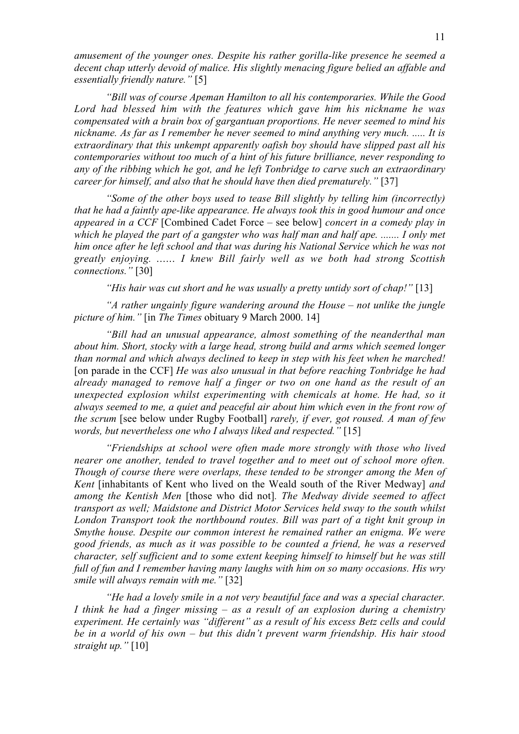*amusement of the younger ones. Despite his rather gorilla-like presence he seemed a decent chap utterly devoid of malice. His slightly menacing figure belied an affable and essentially friendly nature."* [5]

*"Bill was of course Apeman Hamilton to all his contemporaries. While the Good Lord had blessed him with the features which gave him his nickname he was compensated with a brain box of gargantuan proportions. He never seemed to mind his nickname. As far as I remember he never seemed to mind anything very much. ..... It is extraordinary that this unkempt apparently oafish boy should have slipped past all his contemporaries without too much of a hint of his future brilliance, never responding to any of the ribbing which he got, and he left Tonbridge to carve such an extraordinary career for himself, and also that he should have then died prematurely."* [37]

*"Some of the other boys used to tease Bill slightly by telling him (incorrectly) that he had a faintly ape-like appearance. He always took this in good humour and once appeared in a CCF* [Combined Cadet Force – see below] *concert in a comedy play in which he played the part of a gangster who was half man and half ape. ....... I only met him once after he left school and that was during his National Service which he was not greatly enjoying. …… I knew Bill fairly well as we both had strong Scottish connections."* [30]

*"His hair was cut short and he was usually a pretty untidy sort of chap!"* [13]

*"A rather ungainly figure wandering around the House – not unlike the jungle picture of him."* [in *The Times* obituary 9 March 2000. 14]

*"Bill had an unusual appearance, almost something of the neanderthal man about him. Short, stocky with a large head, strong build and arms which seemed longer than normal and which always declined to keep in step with his feet when he marched!* [on parade in the CCF] *He was also unusual in that before reaching Tonbridge he had already managed to remove half a finger or two on one hand as the result of an unexpected explosion whilst experimenting with chemicals at home. He had, so it always seemed to me, a quiet and peaceful air about him which even in the front row of the scrum* [see below under Rugby Football] *rarely, if ever, got roused. A man of few words, but nevertheless one who I always liked and respected."* [15]

*"Friendships at school were often made more strongly with those who lived nearer one another, tended to travel together and to meet out of school more often. Though of course there were overlaps, these tended to be stronger among the Men of Kent* [inhabitants of Kent who lived on the Weald south of the River Medway] *and among the Kentish Men* [those who did not]. *The Medway divide seemed to affect transport as well; Maidstone and District Motor Services held sway to the south whilst London Transport took the northbound routes. Bill was part of a tight knit group in Smythe house. Despite our common interest he remained rather an enigma. We were good friends, as much as it was possible to be counted a friend, he was a reserved character, self sufficient and to some extent keeping himself to himself but he was still full of fun and I remember having many laughs with him on so many occasions. His wry smile will always remain with me."* [32]

*"He had a lovely smile in a not very beautiful face and was a special character. I think he had a finger missing – as a result of an explosion during a chemistry experiment. He certainly was "different" as a result of his excess Betz cells and could be in a world of his own – but this didn't prevent warm friendship. His hair stood straight up."* [10]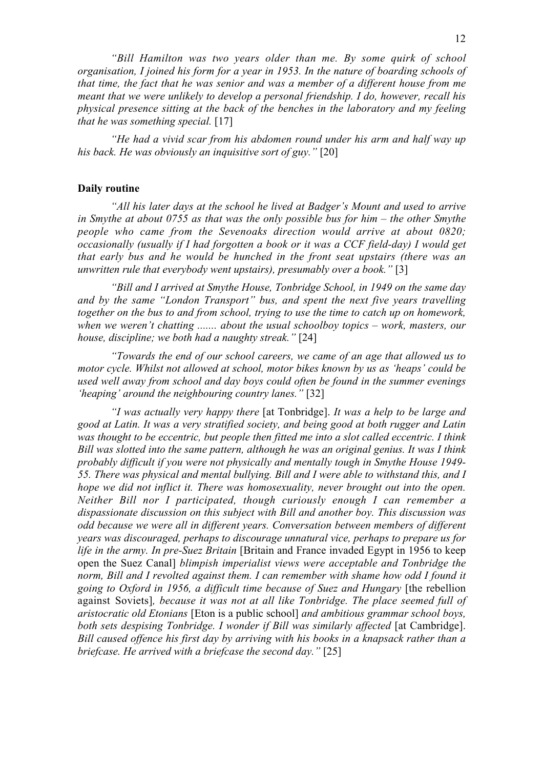*"Bill Hamilton was two years older than me. By some quirk of school organisation, I joined his form for a year in 1953. In the nature of boarding schools of that time, the fact that he was senior and was a member of a different house from me meant that we were unlikely to develop a personal friendship. I do, however, recall his physical presence sitting at the back of the benches in the laboratory and my feeling that he was something special.* [17]

*"He had a vivid scar from his abdomen round under his arm and half way up his back. He was obviously an inquisitive sort of guy."* [20]

### Daily routine

*"All his later days at the school he lived at Badger's Mount and used to arrive in Smythe at about 0755 as that was the only possible bus for him – the other Smythe people who came from the Sevenoaks direction would arrive at about 0820; occasionally (usually if I had forgotten a book or it was a CCF field-day) I would get that early bus and he would be hunched in the front seat upstairs (there was an unwritten rule that everybody went upstairs), presumably over a book."* [3]

*"Bill and I arrived at Smythe House, Tonbridge School, in 1949 on the same day and by the same "London Transport" bus, and spent the next five years travelling together on the bus to and from school, trying to use the time to catch up on homework, when we weren't chatting ....... about the usual schoolboy topics – work, masters, our house, discipline; we both had a naughty streak."* [24]

*"Towards the end of our school careers, we came of an age that allowed us to motor cycle. Whilst not allowed at school, motor bikes known by us as 'heaps' could be used well away from school and day boys could often be found in the summer evenings 'heaping' around the neighbouring country lanes."* [32]

*"I was actually very happy there* [at Tonbridge]*. It was a help to be large and good at Latin. It was a very stratified society, and being good at both rugger and Latin was thought to be eccentric, but people then fitted me into a slot called eccentric. I think Bill was slotted into the same pattern, although he was an original genius. It was I think probably difficult if you were not physically and mentally tough in Smythe House 1949-55. There was physical and mental bullying. Bill and I were able to withstand this, and I hope we did not inflict it. There was homosexuality, never brought out into the open. Neither Bill nor I participated, though curiously enough I can remember a dispassionate discussion on this subject with Bill and another boy. This discussion was odd because we were all in different years. Conversation between members of different years was discouraged, perhaps to discourage unnatural vice, perhaps to prepare us for life in the army. In pre-Suez Britain* [Britain and France invaded Egypt in 1956 to keep open the Suez Canal] *blimpish imperialist views were acceptable and Tonbridge the norm, Bill and I revolted against them. I can remember with shame how odd I found it going to Oxford in 1956, a difficult time because of Suez and Hungary* [the rebellion against Soviets]*, because it was not at all like Tonbridge. The place seemed full of aristocratic old Etonians* [Eton is a public school] *and ambitious grammar school boys, both sets despising Tonbridge. I wonder if Bill was similarly affected* [at Cambridge]*. Bill caused offence his first day by arriving with his books in a knapsack rather than a briefcase. He arrived with a briefcase the second day."* [25]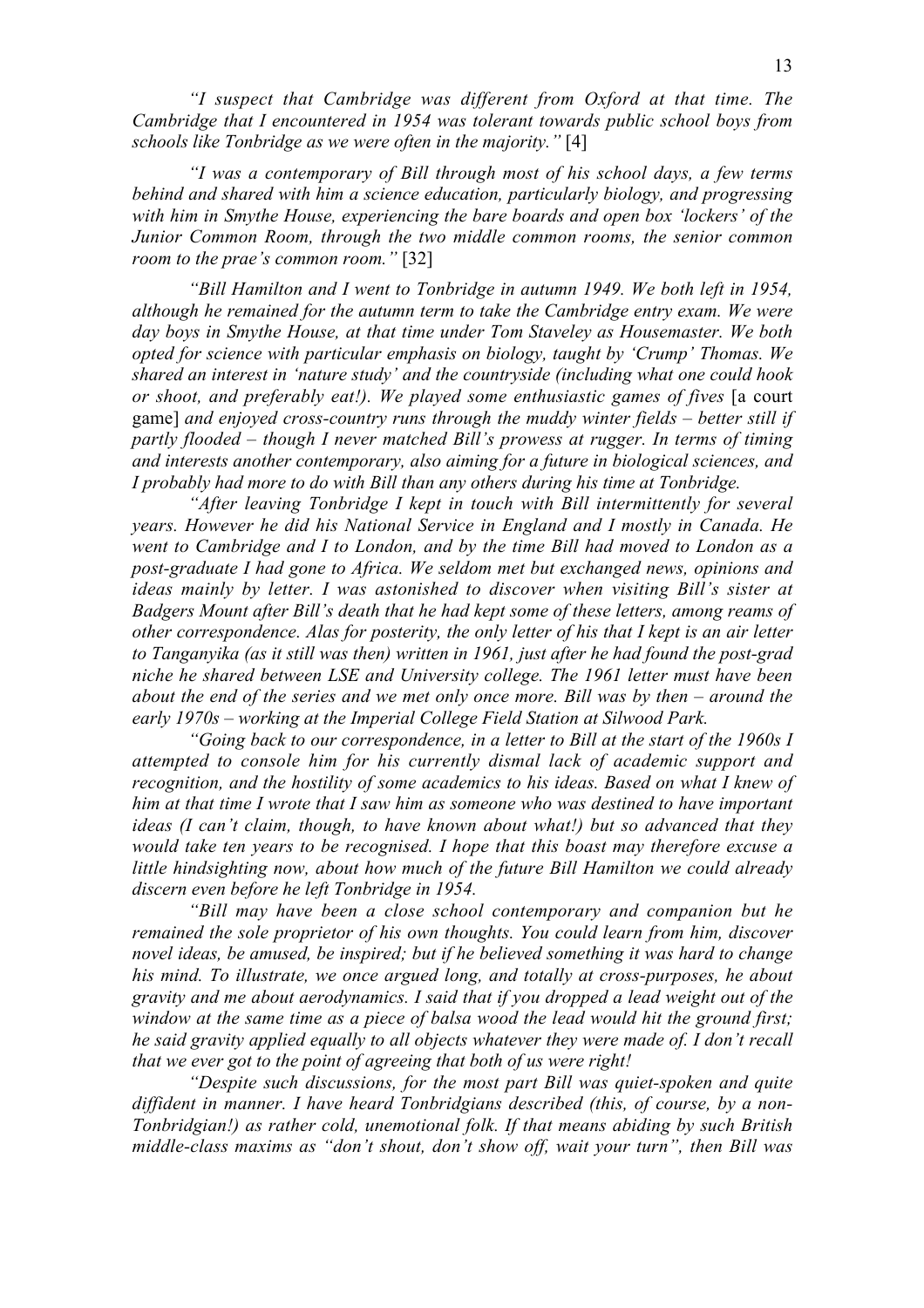*"I suspect that Cambridge was different from Oxford at that time. The Cambridge that I encountered in 1954 was tolerant towards public school boys from schools like Tonbridge as we were often in the majority."* [4]

*"I was a contemporary of Bill through most of his school days, a few terms behind and shared with him a science education, particularly biology, and progressing with him in Smythe House, experiencing the bare boards and open box 'lockers' of the Junior Common Room, through the two middle common rooms, the senior common room to the prae's common room."* [32]

*"Bill Hamilton and I went to Tonbridge in autumn 1949. We both left in 1954, although he remained for the autumn term to take the Cambridge entry exam. We were day boys in Smythe House, at that time under Tom Staveley as Housemaster. We both opted for science with particular emphasis on biology, taught by 'Crump' Thomas. We shared an interest in 'nature study' and the countryside (including what one could hook or shoot, and preferably eat!). We played some enthusiastic games of fives* [a court game] *and enjoyed cross-country runs through the muddy winter fields – better still if partly flooded – though I never matched Bill's prowess at rugger. In terms of timing and interests another contemporary, also aiming for a future in biological sciences, and I probably had more to do with Bill than any others during his time at Tonbridge.*

*"After leaving Tonbridge I kept in touch with Bill intermittently for several years. However he did his National Service in England and I mostly in Canada. He went to Cambridge and I to London, and by the time Bill had moved to London as a post-graduate I had gone to Africa. We seldom met but exchanged news, opinions and ideas mainly by letter. I was astonished to discover when visiting Bill's sister at Badgers Mount after Bill's death that he had kept some of these letters, among reams of other correspondence. Alas for posterity, the only letter of his that I kept is an air letter to Tanganyika (as it still was then) written in 1961, just after he had found the post-grad niche he shared between LSE and University college. The 1961 letter must have been about the end of the series and we met only once more. Bill was by then – around the early 1970s – working at the Imperial College Field Station at Silwood Park.*

*"Going back to our correspondence, in a letter to Bill at the start of the 1960s I attempted to console him for his currently dismal lack of academic support and recognition, and the hostility of some academics to his ideas. Based on what I knew of him at that time I wrote that I saw him as someone who was destined to have important ideas (I can't claim, though, to have known about what!) but so advanced that they would take ten years to be recognised. I hope that this boast may therefore excuse a little hindsighting now, about how much of the future Bill Hamilton we could already discern even before he left Tonbridge in 1954.*

*"Bill may have been a close school contemporary and companion but he remained the sole proprietor of his own thoughts. You could learn from him, discover novel ideas, be amused, be inspired; but if he believed something it was hard to change his mind. To illustrate, we once argued long, and totally at cross-purposes, he about gravity and me about aerodynamics. I said that if you dropped a lead weight out of the window at the same time as a piece of balsa wood the lead would hit the ground first; he said gravity applied equally to all objects whatever they were made of. I don't recall that we ever got to the point of agreeing that both of us were right!*

*"Despite such discussions, for the most part Bill was quiet-spoken and quite diffident in manner. I have heard Tonbridgians described (this, of course, by a non-Tonbridgian!) as rather cold, unemotional folk. If that means abiding by such British middle-class maxims as "don't shout, don't show off, wait your turn", then Bill was*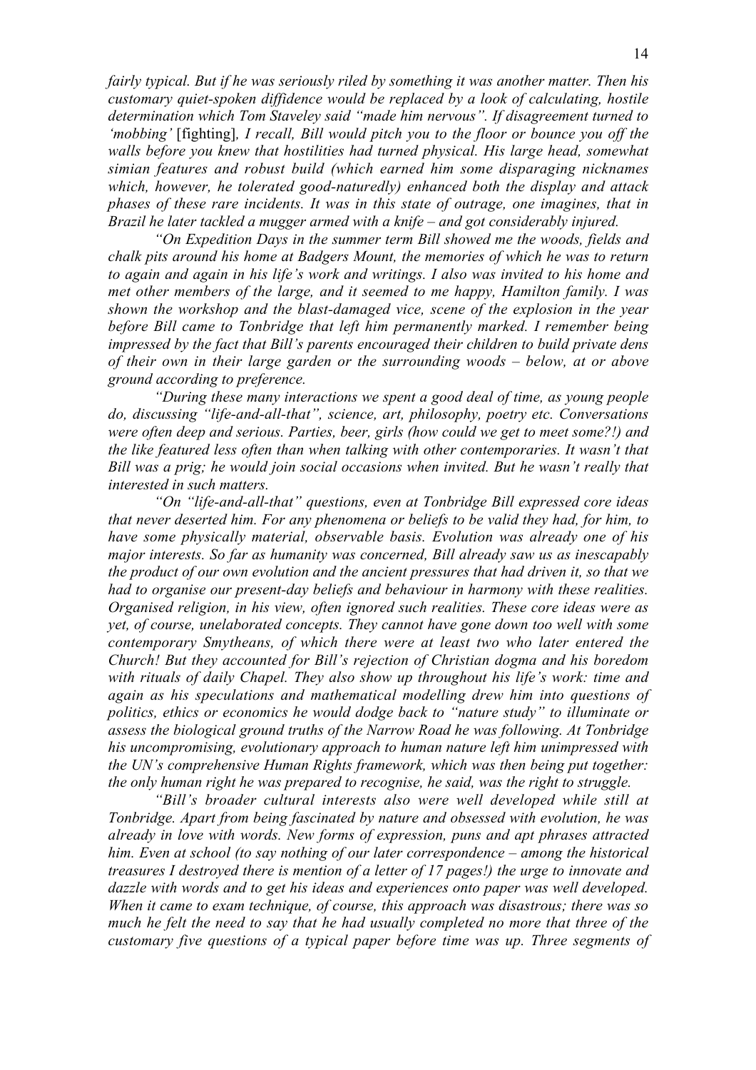*fairly typical. But if he was seriously riled by something it was another matter. Then his customary quiet-spoken diffidence would be replaced by a look of calculating, hostile determination which Tom Staveley said "made him nervous". If disagreement turned to 'mobbing'* [fighting]*, I recall, Bill would pitch you to the floor or bounce you off the walls before you knew that hostilities had turned physical. His large head, somewhat simian features and robust build (which earned him some disparaging nicknames which, however, he tolerated good-naturedly) enhanced both the display and attack phases of these rare incidents. It was in this state of outrage, one imagines, that in Brazil he later tackled a mugger armed with a knife – and got considerably injured.*

*"On Expedition Days in the summer term Bill showed me the woods, fields and chalk pits around his home at Badgers Mount, the memories of which he was to return to again and again in his life's work and writings. I also was invited to his home and met other members of the large, and it seemed to me happy, Hamilton family. I was shown the workshop and the blast-damaged vice, scene of the explosion in the year before Bill came to Tonbridge that left him permanently marked. I remember being impressed by the fact that Bill's parents encouraged their children to build private dens of their own in their large garden or the surrounding woods – below, at or above ground according to preference.*

*"During these many interactions we spent a good deal of time, as young people do, discussing "life-and-all-that", science, art, philosophy, poetry etc. Conversations were often deep and serious. Parties, beer, girls (how could we get to meet some?!) and the like featured less often than when talking with other contemporaries. It wasn't that Bill was a prig; he would join social occasions when invited. But he wasn't really that interested in such matters.*

*"On "life-and-all-that" questions, even at Tonbridge Bill expressed core ideas that never deserted him. For any phenomena or beliefs to be valid they had, for him, to have some physically material, observable basis. Evolution was already one of his major interests. So far as humanity was concerned, Bill already saw us as inescapably the product of our own evolution and the ancient pressures that had driven it, so that we had to organise our present-day beliefs and behaviour in harmony with these realities. Organised religion, in his view, often ignored such realities. These core ideas were as yet, of course, unelaborated concepts. They cannot have gone down too well with some contemporary Smytheans, of which there were at least two who later entered the Church! But they accounted for Bill's rejection of Christian dogma and his boredom with rituals of daily Chapel. They also show up throughout his life's work: time and again as his speculations and mathematical modelling drew him into questions of politics, ethics or economics he would dodge back to "nature study" to illuminate or assess the biological ground truths of the Narrow Road he was following. At Tonbridge his uncompromising, evolutionary approach to human nature left him unimpressed with the UN's comprehensive Human Rights framework, which was then being put together: the only human right he was prepared to recognise, he said, was the right to struggle.*

*"Bill's broader cultural interests also were well developed while still at Tonbridge. Apart from being fascinated by nature and obsessed with evolution, he was already in love with words. New forms of expression, puns and apt phrases attracted him. Even at school (to say nothing of our later correspondence – among the historical treasures I destroyed there is mention of a letter of 17 pages!) the urge to innovate and dazzle with words and to get his ideas and experiences onto paper was well developed. When it came to exam technique, of course, this approach was disastrous; there was so much he felt the need to say that he had usually completed no more that three of the customary five questions of a typical paper before time was up. Three segments of*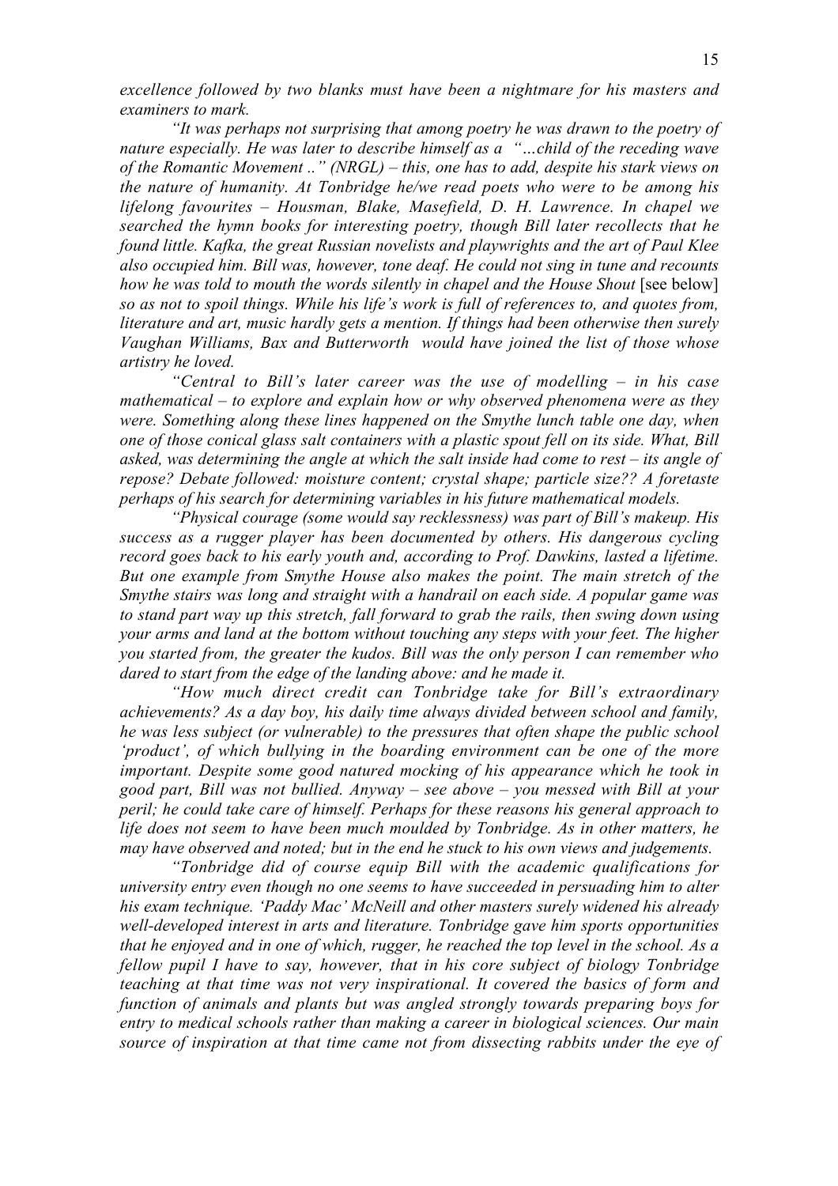*excellence followed by two blanks must have been a nightmare for his masters and examiners to mark.*

*"It was perhaps not surprising that among poetry he was drawn to the poetry of nature especially. He was later to describe himself as a "…child of the receding wave of the Romantic Movement .." (NRGL) – this, one has to add, despite his stark views on the nature of humanity. At Tonbridge he/we read poets who were to be among his lifelong favourites – Housman, Blake, Masefield, D. H. Lawrence. In chapel we searched the hymn books for interesting poetry, though Bill later recollects that he found little. Kafka, the great Russian novelists and playwrights and the art of Paul Klee also occupied him. Bill was, however, tone deaf. He could not sing in tune and recounts how he was told to mouth the words silently in chapel and the House Shout* [see below] *so as not to spoil things. While his life's work is full of references to, and quotes from, literature and art, music hardly gets a mention. If things had been otherwise then surely Vaughan Williams, Bax and Butterworth would have joined the list of those whose artistry he loved.*

*"Central to Bill's later career was the use of modelling – in his case mathematical – to explore and explain how or why observed phenomena were as they were. Something along these lines happened on the Smythe lunch table one day, when one of those conical glass salt containers with a plastic spout fell on its side. What, Bill asked, was determining the angle at which the salt inside had come to rest – its angle of repose? Debate followed: moisture content; crystal shape; particle size?? A foretaste perhaps of his search for determining variables in his future mathematical models.*

*"Physical courage (some would say recklessness) was part of Bill's makeup. His success as a rugger player has been documented by others. His dangerous cycling record goes back to his early youth and, according to Prof. Dawkins, lasted a lifetime. But one example from Smythe House also makes the point. The main stretch of the Smythe stairs was long and straight with a handrail on each side. A popular game was to stand part way up this stretch, fall forward to grab the rails, then swing down using your arms and land at the bottom without touching any steps with your feet. The higher you started from, the greater the kudos. Bill was the only person I can remember who dared to start from the edge of the landing above: and he made it.*

*"How much direct credit can Tonbridge take for Bill's extraordinary achievements? As a day boy, his daily time always divided between school and family, he was less subject (or vulnerable) to the pressures that often shape the public school 'product', of which bullying in the boarding environment can be one of the more important. Despite some good natured mocking of his appearance which he took in good part, Bill was not bullied. Anyway – see above – you messed with Bill at your peril; he could take care of himself. Perhaps for these reasons his general approach to life does not seem to have been much moulded by Tonbridge. As in other matters, he may have observed and noted; but in the end he stuck to his own views and judgements.*

*"Tonbridge did of course equip Bill with the academic qualifications for university entry even though no one seems to have succeeded in persuading him to alter his exam technique. 'Paddy Mac' McNeill and other masters surely widened his already well-developed interest in arts and literature. Tonbridge gave him sports opportunities that he enjoyed and in one of which, rugger, he reached the top level in the school. As a fellow pupil I have to say, however, that in his core subject of biology Tonbridge teaching at that time was not very inspirational. It covered the basics of form and function of animals and plants but was angled strongly towards preparing boys for entry to medical schools rather than making a career in biological sciences. Our main source of inspiration at that time came not from dissecting rabbits under the eye of*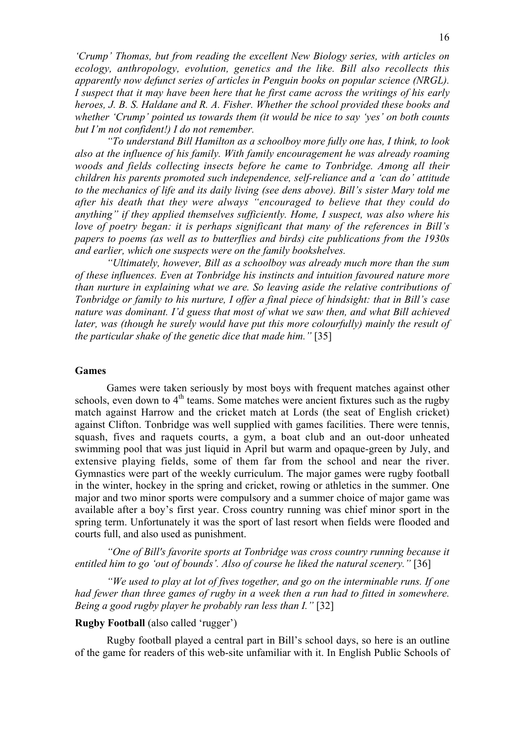*'Crump' Thomas, but from reading the excellent New Biology series, with articles on ecology, anthropology, evolution, genetics and the like. Bill also recollects this apparently now defunct series of articles in Penguin books on popular science (NRGL). I suspect that it may have been here that he first came across the writings of his early heroes, J. B. S. Haldane and R. A. Fisher. Whether the school provided these books and whether 'Crump' pointed us towards them (it would be nice to say 'yes' on both counts but I'm not confident!) I do not remember.*

*"To understand Bill Hamilton as a schoolboy more fully one has, I think, to look also at the influence of his family. With family encouragement he was already roaming woods and fields collecting insects before he came to Tonbridge. Among all their children his parents promoted such independence, self-reliance and a 'can do' attitude to the mechanics of life and its daily living (see dens above). Bill's sister Mary told me after his death that they were always "encouraged to believe that they could do anything" if they applied themselves sufficiently. Home, I suspect, was also where his love of poetry began: it is perhaps significant that many of the references in Bill's papers to poems (as well as to butterflies and birds) cite publications from the 1930s and earlier, which one suspects were on the family bookshelves.*

*"Ultimately, however, Bill as a schoolboy was already much more than the sum of these influences. Even at Tonbridge his instincts and intuition favoured nature more than nurture in explaining what we are. So leaving aside the relative contributions of Tonbridge or family to his nurture, I offer a final piece of hindsight: that in Bill's case nature was dominant. I'd guess that most of what we saw then, and what Bill achieved later, was (though he surely would have put this more colourfully) mainly the result of the particular shake of the genetic dice that made him."* [35]

**Games**

Games were taken seriously by most boys with frequent matches against other schools, even down to 4th teams. Some matches were ancient fixtures such as the rugby match against Harrow and the cricket match at Lords (the seat of English cricket) against Clifton. Tonbridge was well supplied with games facilities. There were tennis, squash, fives and raquets courts, a gym, a boat club and an out-door unheated swimming pool that was just liquid in April but warm and opaque-green by July, and extensive playing fields, some of them far from the school and near the river. Gymnastics were part of the weekly curriculum. The major games were rugby football in the winter, hockey in the spring and cricket, rowing or athletics in the summer. One major and two minor sports were compulsory and a summer choice of major game was available after a boy's first year. Cross country running was chief minor sport in the spring term. Unfortunately it was the sport of last resort when fields were flooded and courts full, and also used as punishment.

*"One of Bill's favorite sports at Tonbridge was cross country running because it entitled him to go 'out of bounds'. Also of course he liked the natural scenery."* [36]

*"We used to play at lot of fives together, and go on the interminable runs. If one had fewer than three games of rugby in a week then a run had to fitted in somewhere. Being a good rugby player he probably ran less than I."* [32]

**Rugby Football** (also called 'rugger')

Rugby football played a central part in Bill's school days, so here is an outline of the game for readers of this web-site unfamiliar with it. In English Public Schools of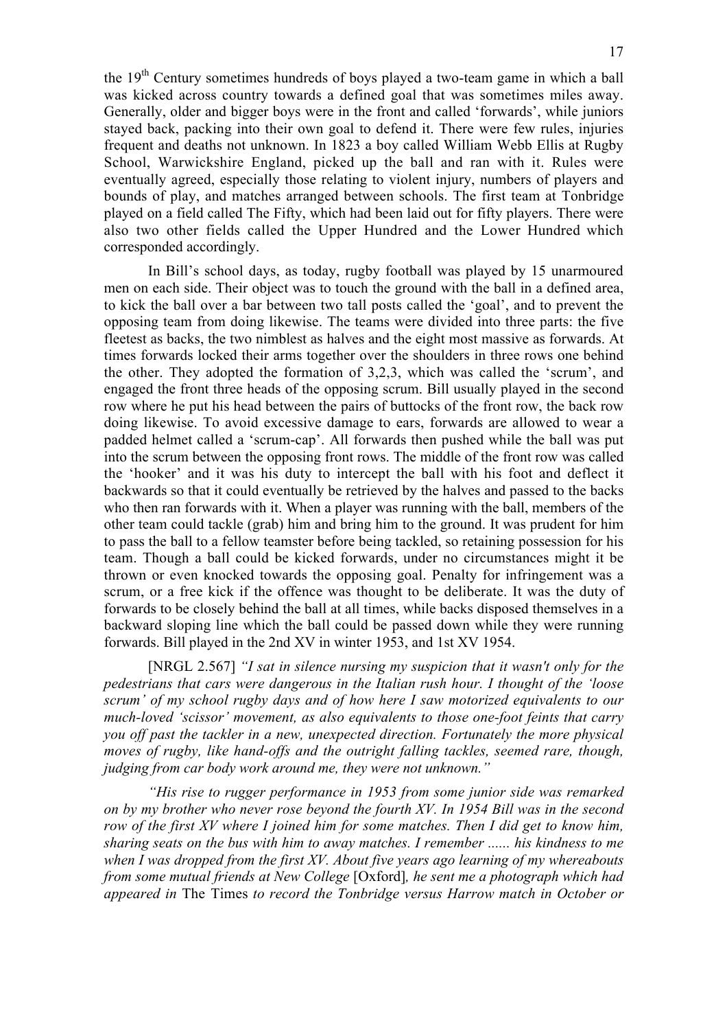the 19th Century sometimes hundreds of boys played a two-team game in which a ball was kicked across country towards a defined goal that was sometimes miles away. Generally, older and bigger boys were in the front and called 'forwards', while juniors stayed back, packing into their own goal to defend it. There were few rules, injuries frequent and deaths not unknown. In 1823 a boy called William Webb Ellis at Rugby School, Warwickshire England, picked up the ball and ran with it. Rules were eventually agreed, especially those relating to violent injury, numbers of players and bounds of play, and matches arranged between schools. The first team at Tonbridge played on a field called The Fifty, which had been laid out for fifty players. There were also two other fields called the Upper Hundred and the Lower Hundred which corresponded accordingly.

In Bill's school days, as today, rugby football was played by 15 unarmoured men on each side. Their object was to touch the ground with the ball in a defined area, to kick the ball over a bar between two tall posts called the 'goal', and to prevent the opposing team from doing likewise. The teams were divided into three parts: the five fleetest as backs, the two nimblest as halves and the eight most massive as forwards. At times forwards locked their arms together over the shoulders in three rows one behind the other. They adopted the formation of 3,2,3, which was called the 'scrum', and engaged the front three heads of the opposing scrum. Bill usually played in the second row where he put his head between the pairs of buttocks of the front row, the back row doing likewise. To avoid excessive damage to ears, forwards are allowed to wear a padded helmet called a 'scrum-cap'. All forwards then pushed while the ball was put into the scrum between the opposing front rows. The middle of the front row was called the 'hooker' and it was his duty to intercept the ball with his foot and deflect it backwards so that it could eventually be retrieved by the halves and passed to the backs who then ran forwards with it. When a player was running with the ball, members of the other team could tackle (grab) him and bring him to the ground. It was prudent for him to pass the ball to a fellow teamster before being tackled, so retaining possession for his team. Though a ball could be kicked forwards, under no circumstances might it be thrown or even knocked towards the opposing goal. Penalty for infringement was a scrum, or a free kick if the offence was thought to be deliberate. It was the duty of forwards to be closely behind the ball at all times, while backs disposed themselves in a backward sloping line which the ball could be passed down while they were running forwards. Bill played in the 2nd XV in winter 1953, and 1st XV 1954.

[NRGL 2.567] *"I sat in silence nursing my suspicion that it wasn't only for the pedestrians that cars were dangerous in the Italian rush hour. I thought of the 'loose scrum' of my school rugby days and of how here I saw motorized equivalents to our much-loved 'scissor' movement, as also equivalents to those one-foot feints that carry you off past the tackler in a new, unexpected direction. Fortunately the more physical moves of rugby, like hand-offs and the outright falling tackles, seemed rare, though, judging from car body work around me, they were not unknown."*

*"His rise to rugger performance in 1953 from some junior side was remarked on by my brother who never rose beyond the fourth XV. In 1954 Bill was in the second row of the first XV where I joined him for some matches. Then I did get to know him, sharing seats on the bus with him to away matches. I remember ...... his kindness to me when I was dropped from the first XV. About five years ago learning of my whereabouts from some mutual friends at New College* [Oxford]*, he sent me a photograph which had appeared in* The Times *to record the Tonbridge versus Harrow match in October or*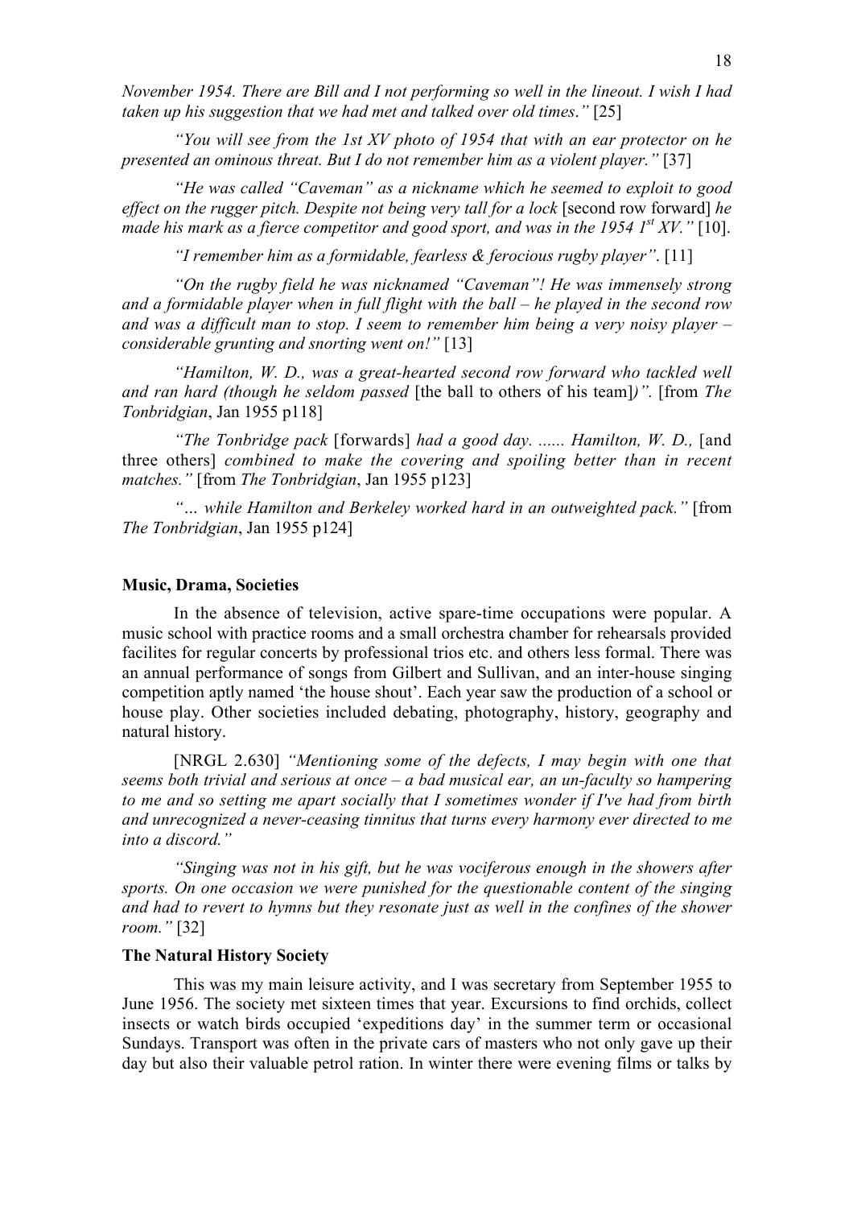*November 1954. There are Bill and I not performing so well in the lineout. I wish I had taken up his suggestion that we had met and talked over old times."* [25]

*"You will see from the 1st XV photo of 1954 that with an ear protector on he presented an ominous threat. But I do not remember him as a violent player."* [37]

*"He was called "Caveman" as a nickname which he seemed to exploit to good effect on the rugger pitch. Despite not being very tall for a lock* [second row forward] *he made his mark as a fierce competitor and good sport, and was in the 1954 1st XV."* [10].

*"I remember him as a formidable, fearless & ferocious rugby player"*. [11]

*"On the rugby field he was nicknamed "Caveman"! He was immensely strong and a formidable player when in full flight with the ball – he played in the second row and was a difficult man to stop. I seem to remember him being a very noisy player – considerable grunting and snorting went on!"* [13]

*"Hamilton, W. D., was a great-hearted second row forward who tackled well and ran hard (though he seldom passed* [the ball to others of his team]*)".* [from *The Tonbridgian*, Jan 1955 p118]

*"The Tonbridge pack* [forwards] *had a good day. ...... Hamilton, W. D.,* [and three others] *combined to make the covering and spoiling better than in recent matches."* [from *The Tonbridgian*, Jan 1955 p123]

*"… while Hamilton and Berkeley worked hard in an outweighted pack."* [from *The Tonbridgian*, Jan 1955 p124]

**Music, Drama, Societies**

In the absence of television, active spare-time occupations were popular. A music school with practice rooms and a small orchestra chamber for rehearsals provided facilites for regular concerts by professional trios etc. and others less formal. There was an annual performance of songs from Gilbert and Sullivan, and an inter-house singing competition aptly named 'the house shout'. Each year saw the production of a school or house play. Other societies included debating, photography, history, geography and natural history.

[NRGL 2.630] *"Mentioning some of the defects, I may begin with one that seems both trivial and serious at once – a bad musical ear, an un-faculty so hampering to me and so setting me apart socially that I sometimes wonder if I've had from birth and unrecognized a never-ceasing tinnitus that turns every harmony ever directed to me into a discord."*

*"Singing was not in his gift, but he was vociferous enough in the showers after sports. On one occasion we were punished for the questionable content of the singing and had to revert to hymns but they resonate just as well in the confines of the shower room."* [32]

**The Natural History Society**

This was my main leisure activity, and I was secretary from September 1955 to June 1956. The society met sixteen times that year. Excursions to find orchids, collect insects or watch birds occupied 'expeditions day' in the summer term or occasional Sundays. Transport was often in the private cars of masters who not only gave up their day but also their valuable petrol ration. In winter there were evening films or talks by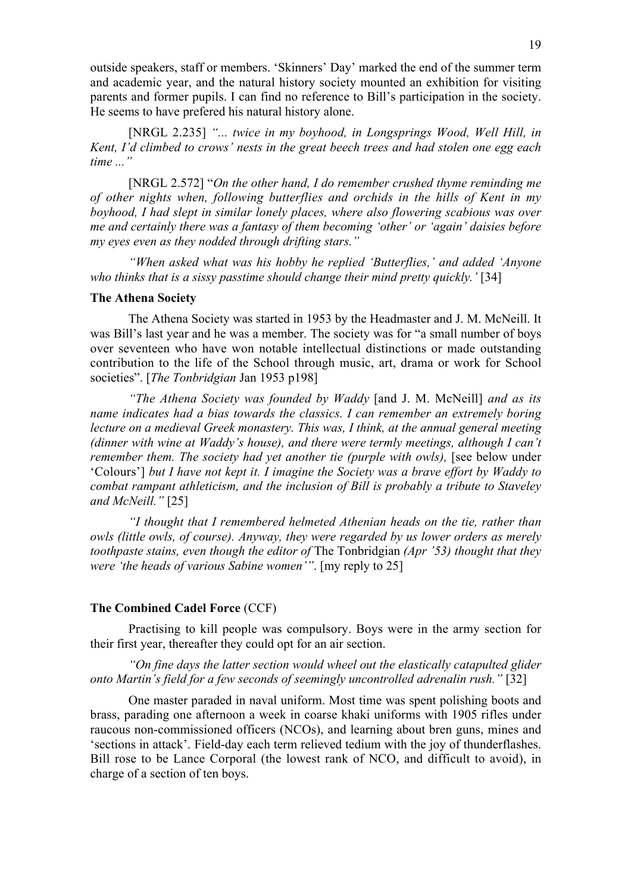outside speakers, staff or members. 'Skinners' Day' marked the end of the summer term and academic year, and the natural history society mounted an exhibition for visiting parents and former pupils. I can find no reference to Bill's participation in the society. He seems to have prefered his natural history alone.

[NRGL 2.235] *"... twice in my boyhood, in Longsprings Wood, Well Hill, in Kent, I'd climbed to crows' nests in the great beech trees and had stolen one egg each time ..."*

[NRGL 2.572] "*On the other hand, I do remember crushed thyme reminding me of other nights when, following butterflies and orchids in the hills of Kent in my boyhood, I had slept in similar lonely places, where also flowering scabious was over me and certainly there was a fantasy of them becoming 'other' or 'again' daisies before my eyes even as they nodded through drifting stars."*

*"When asked what was his hobby he replied 'Butterflies,' and added 'Anyone who thinks that is a sissy passtime should change their mind pretty quickly.'* [34]

**The Athena Society**

The Athena Society was started in 1953 by the Headmaster and J. M. McNeill. It was Bill's last year and he was a member. The society was for "a small number of boys over seventeen who have won notable intellectual distinctions or made outstanding contribution to the life of the School through music, art, drama or work for School societies". [*The Tonbridgian* Jan 1953 p198]

*"The Athena Society was founded by Waddy* [and J. M. McNeill] *and as its name indicates had a bias towards the classics. I can remember an extremely boring lecture on a medieval Greek monastery. This was, I think, at the annual general meeting (dinner with wine at Waddy's house), and there were termly meetings, although I can't remember them. The society had yet another tie (purple with owls),* [see below under 'Colours'] *but I have not kept it. I imagine the Society was a brave effort by Waddy to combat rampant athleticism, and the inclusion of Bill is probably a tribute to Staveley and McNeill."* [25]

*"I thought that I remembered helmeted Athenian heads on the tie, rather than owls (little owls, of course). Anyway, they were regarded by us lower orders as merely toothpaste stains, even though the editor of* The Tonbridgian *(Apr '53) thought that they were 'the heads of various Sabine women'"*. [my reply to 25]

**The Combined Cadel Force** (CCF)

Practising to kill people was compulsory. Boys were in the army section for their first year, thereafter they could opt for an air section.

*"On fine days the latter section would wheel out the elastically catapulted glider onto Martin's field for a few seconds of seemingly uncontrolled adrenalin rush."* [32]

One master paraded in naval uniform. Most time was spent polishing boots and brass, parading one afternoon a week in coarse khaki uniforms with 1905 rifles under raucous non-commissioned officers (NCOs), and learning about bren guns, mines and 'sections in attack'. Field-day each term relieved tedium with the joy of thunderflashes. Bill rose to be Lance Corporal (the lowest rank of NCO, and difficult to avoid), in charge of a section of ten boys.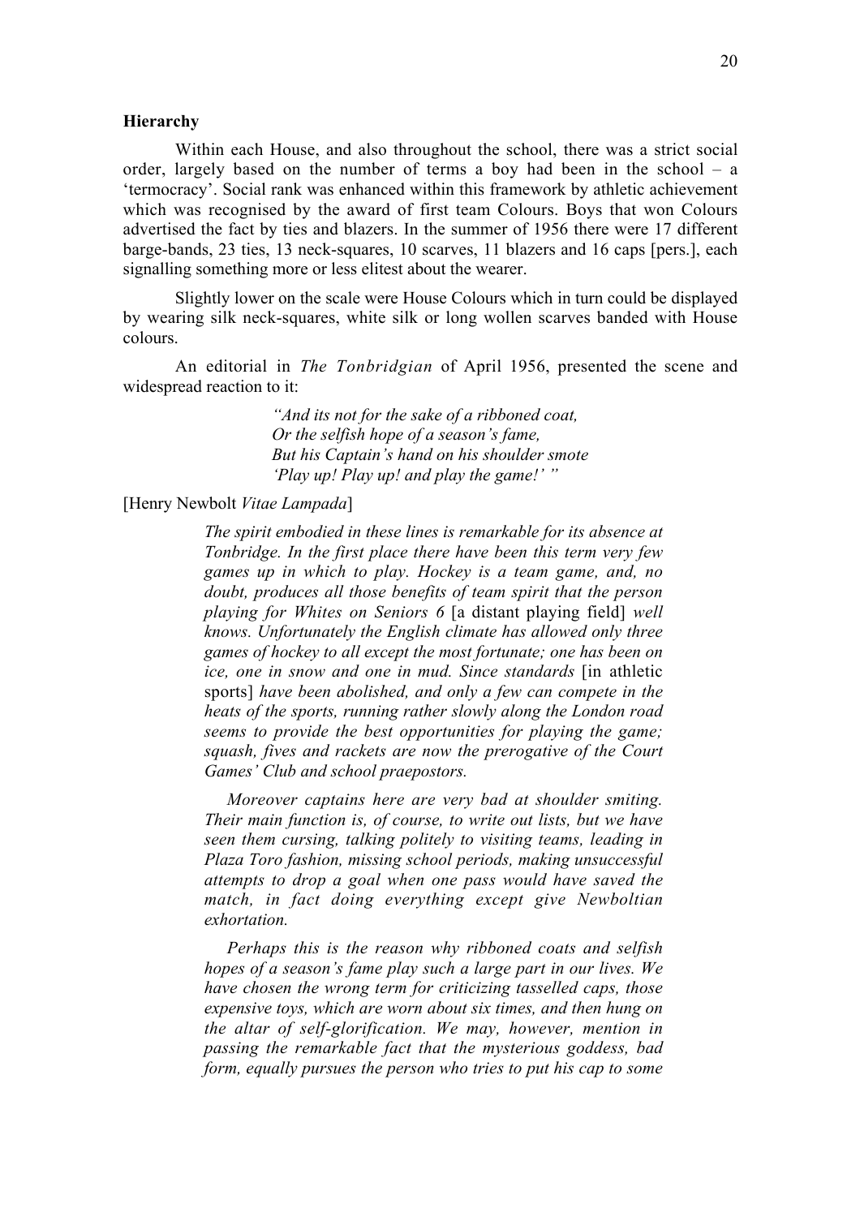**Hierarchy**

Within each House, and also throughout the school, there was a strict social order, largely based on the number of terms a boy had been in the school – a 'termocracy'. Social rank was enhanced within this framework by athletic achievement which was recognised by the award of first team Colours. Boys that won Colours advertised the fact by ties and blazers. In the summer of 1956 there were 17 different barge-bands, 23 ties, 13 neck-squares, 10 scarves, 11 blazers and 16 caps [pers.], each signalling something more or less elitest about the wearer.

Slightly lower on the scale were House Colours which in turn could be displayed by wearing silk neck-squares, white silk or long wollen scarves banded with House colours.

An editorial in *The Tonbridgian* of April 1956, presented the scene and widespread reaction to it:

> *"And its not for the sake of a ribboned coat,*
> *Or the selfish hope of a season's fame,*
> *But his Captain's hand on his shoulder smote*
> *'Play up! Play up! and play the game!' "*

[Henry Newbolt *Vitae Lampada*]

> *The spirit embodied in these lines is remarkable for its absence at Tonbridge. In the first place there have been this term very few games up in which to play. Hockey is a team game, and, no doubt, produces all those benefits of team spirit that the person playing for Whites on Seniors 6* [a distant playing field] *well knows. Unfortunately the English climate has allowed only three games of hockey to all except the most fortunate; one has been on ice, one in snow and one in mud. Since standards* [in athletic sports] *have been abolished, and only a few can compete in the heats of the sports, running rather slowly along the London road seems to provide the best opportunities for playing the game; squash, fives and rackets are now the prerogative of the Court Games' Club and school praepostors.*
>
> *Moreover captains here are very bad at shoulder smiting. Their main function is, of course, to write out lists, but we have seen them cursing, talking politely to visiting teams, leading in Plaza Toro fashion, missing school periods, making unsuccessful attempts to drop a goal when one pass would have saved the match, in fact doing everything except give Newboltian exhortation.*
>
> *Perhaps this is the reason why ribboned coats and selfish hopes of a season's fame play such a large part in our lives. We have chosen the wrong term for criticizing tasselled caps, those expensive toys, which are worn about six times, and then hung on the altar of self-glorification. We may, however, mention in passing the remarkable fact that the mysterious goddess, bad form, equally pursues the person who tries to put his cap to some*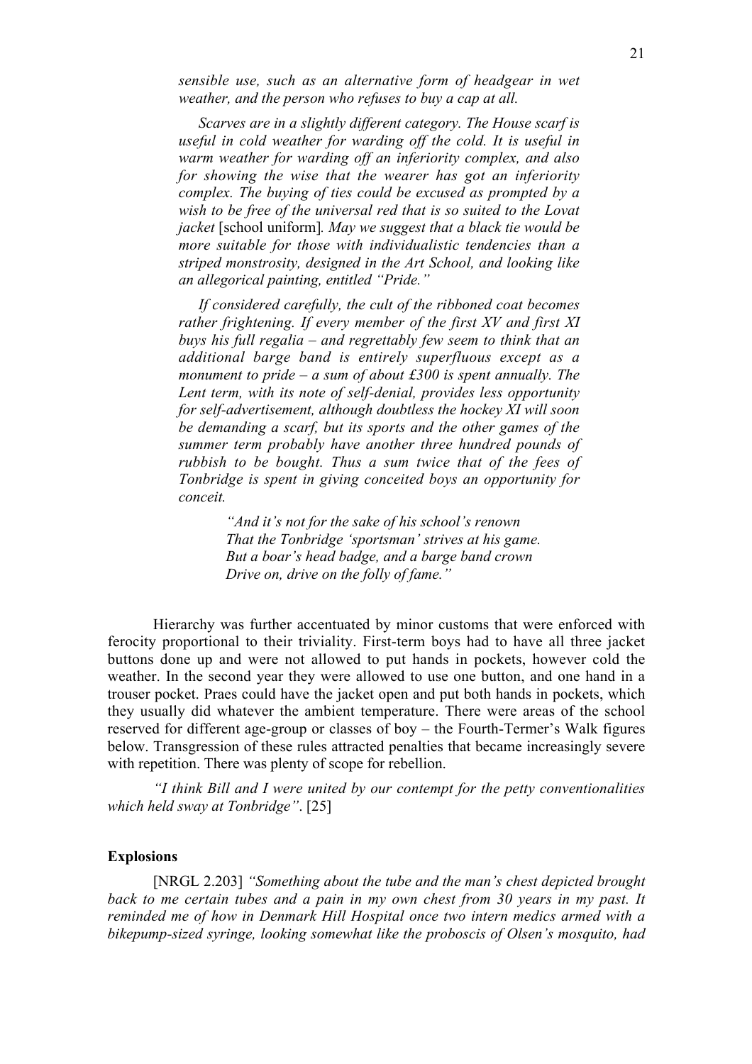*sensible use, such as an alternative form of headgear in wet weather, and the person who refuses to buy a cap at all.*

*Scarves are in a slightly different category. The House scarf is useful in cold weather for warding off the cold. It is useful in warm weather for warding off an inferiority complex, and also for showing the wise that the wearer has got an inferiority complex. The buying of ties could be excused as prompted by a wish to be free of the universal red that is so suited to the Lovat jacket* [school uniform]*. May we suggest that a black tie would be more suitable for those with individualistic tendencies than a striped monstrosity, designed in the Art School, and looking like an allegorical painting, entitled "Pride."*

*If considered carefully, the cult of the ribboned coat becomes rather frightening. If every member of the first XV and first XI buys his full regalia – and regrettably few seem to think that an additional barge band is entirely superfluous except as a monument to pride – a sum of about £300 is spent annually. The Lent term, with its note of self-denial, provides less opportunity for self-advertisement, although doubtless the hockey XI will soon be demanding a scarf, but its sports and the other games of the summer term probably have another three hundred pounds of rubbish to be bought. Thus a sum twice that of the fees of Tonbridge is spent in giving conceited boys an opportunity for conceit.*

> *"And it's not for the sake of his school's renown*
> *That the Tonbridge 'sportsman' strives at his game.*
> *But a boar's head badge, and a barge band crown*
> *Drive on, drive on the folly of fame."*

Hierarchy was further accentuated by minor customs that were enforced with ferocity proportional to their triviality. First-term boys had to have all three jacket buttons done up and were not allowed to put hands in pockets, however cold the weather. In the second year they were allowed to use one button, and one hand in a trouser pocket. Praes could have the jacket open and put both hands in pockets, which they usually did whatever the ambient temperature. There were areas of the school reserved for different age-group or classes of boy – the Fourth-Termer's Walk figures below. Transgression of these rules attracted penalties that became increasingly severe with repetition. There was plenty of scope for rebellion.

*"I think Bill and I were united by our contempt for the petty conventionalities which held sway at Tonbridge"*. [25]

**Explosions**

[NRGL 2.203] *"Something about the tube and the man's chest depicted brought back to me certain tubes and a pain in my own chest from 30 years in my past. It reminded me of how in Denmark Hill Hospital once two intern medics armed with a bikepump-sized syringe, looking somewhat like the proboscis of Olsen's mosquito, had*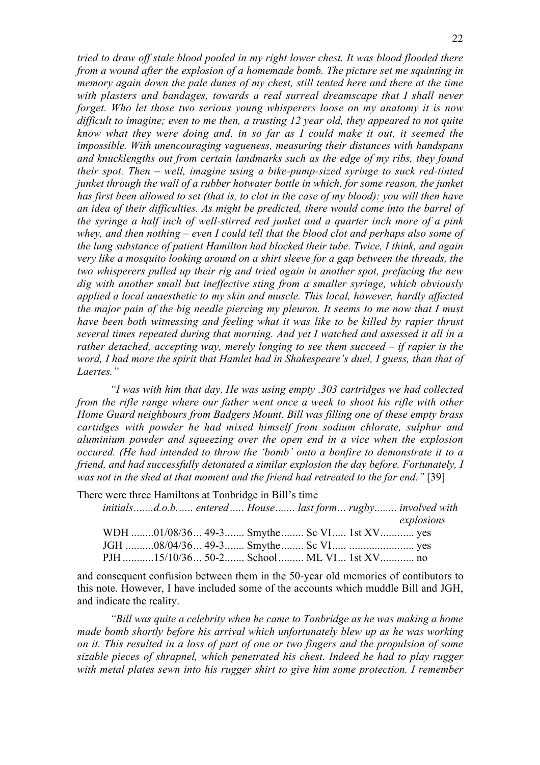*tried to draw off stale blood pooled in my right lower chest. It was blood flooded there from a wound after the explosion of a homemade bomb. The picture set me squinting in memory again down the pale dunes of my chest, still tented here and there at the time with plasters and bandages, towards a real surreal dreamscape that I shall never forget. Who let those two serious young whisperers loose on my anatomy it is now difficult to imagine; even to me then, a trusting 12 year old, they appeared to not quite know what they were doing and, in so far as I could make it out, it seemed the impossible. With unencouraging vagueness, measuring their distances with handspans and knucklengths out from certain landmarks such as the edge of my ribs, they found their spot. Then – well, imagine using a bike-pump-sized syringe to suck red-tinted junket through the wall of a rubber hotwater bottle in which, for some reason, the junket has first been allowed to set (that is, to clot in the case of my blood): you will then have an idea of their difficulties. As might be predicted, there would come into the barrel of the syringe a half inch of well-stirred red junket and a quarter inch more of a pink whey, and then nothing – even I could tell that the blood clot and perhaps also some of the lung substance of patient Hamilton had blocked their tube. Twice, I think, and again very like a mosquito looking around on a shirt sleeve for a gap between the threads, the two whisperers pulled up their rig and tried again in another spot, prefacing the new dig with another small but ineffective sting from a smaller syringe, which obviously applied a local anaesthetic to my skin and muscle. This local, however, hardly affected the major pain of the big needle piercing my pleuron. It seems to me now that I must have been both witnessing and feeling what it was like to be killed by rapier thrust several times repeated during that morning. And yet I watched and assessed it all in a rather detached, accepting way, merely longing to see them succeed – if rapier is the word, I had more the spirit that Hamlet had in Shakespeare's duel, I guess, than that of Laertes."*

*"I was with him that day. He was using empty .303 cartridges we had collected from the rifle range where our father went once a week to shoot his rifle with other Home Guard neighbours from Badgers Mount. Bill was filling one of these empty brass cartidges with powder he had mixed himself from sodium chlorate, sulphur and aluminium powder and squeezing over the open end in a vice when the explosion occured. (He had intended to throw the 'bomb' onto a bonfire to demonstrate it to a friend, and had successfully detonated a similar explosion the day before. Fortunately, I was not in the shed at that moment and the friend had retreated to the far end."* [39]

There were three Hamiltons at Tonbridge in Bill's time

| *initials* | *d.o.b.* | *entered* | *House* | *last form* | *rugby* | *involved with explosions* |
|---|---|---|---|---|---|---|
| WDH | 01/08/36 | 49-3 | Smythe | Sc VI | 1st XV | yes |
| JGH | 08/04/36 | 49-3 | Smythe | Sc VI | | yes |
| PJH | 15/10/36 | 50-2 | School | ML VI | 1st XV | no |

and consequent confusion between them in the 50-year old memories of contibutors to this note. However, I have included some of the accounts which muddle Bill and JGH, and indicate the reality.

*"Bill was quite a celebrity when he came to Tonbridge as he was making a home made bomb shortly before his arrival which unfortunately blew up as he was working on it. This resulted in a loss of part of one or two fingers and the propulsion of some sizable pieces of shrapnel, which penetrated his chest. Indeed he had to play rugger with metal plates sewn into his rugger shirt to give him some protection. I remember*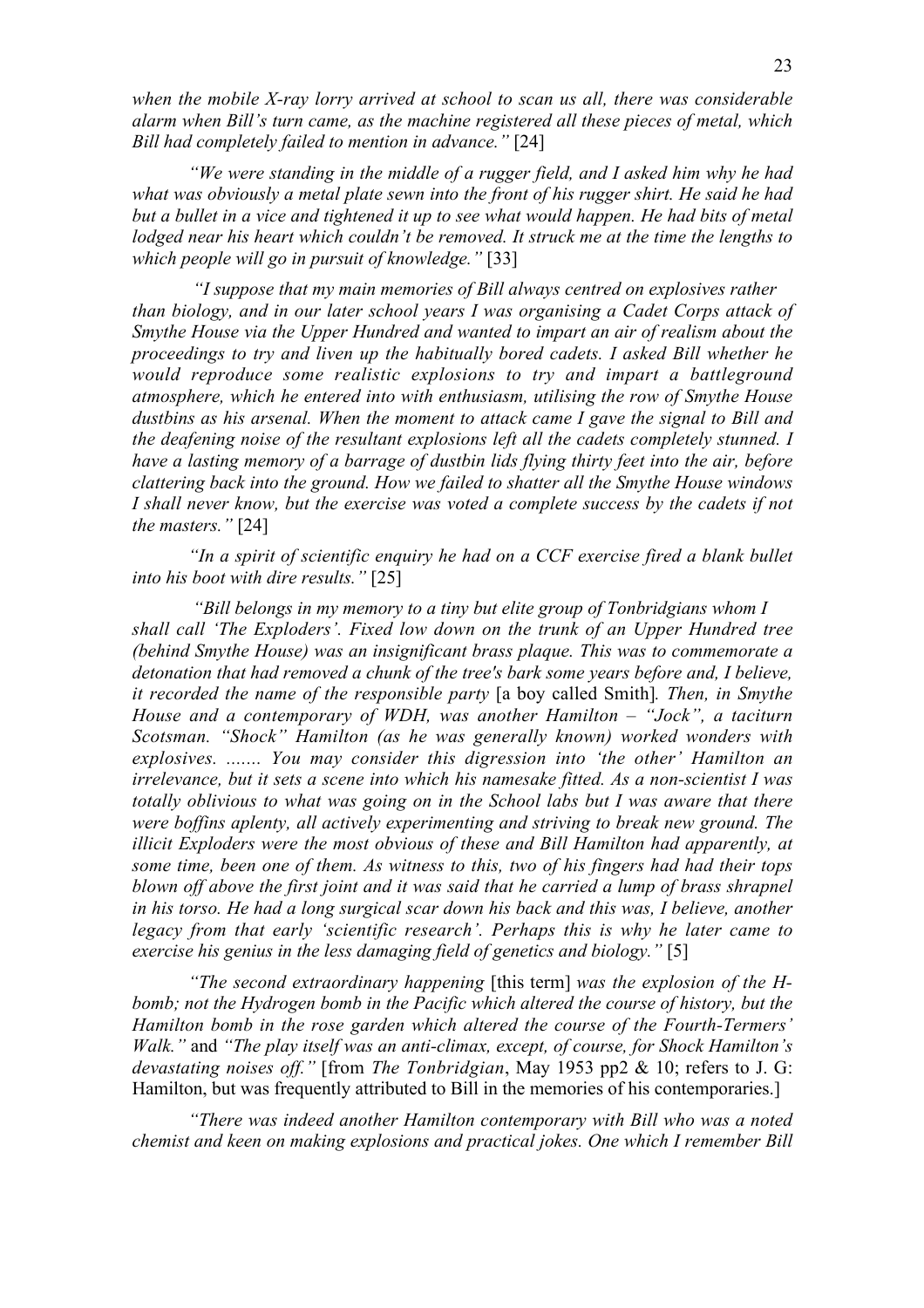*when the mobile X-ray lorry arrived at school to scan us all, there was considerable alarm when Bill's turn came, as the machine registered all these pieces of metal, which Bill had completely failed to mention in advance."* [24]

*"We were standing in the middle of a rugger field, and I asked him why he had what was obviously a metal plate sewn into the front of his rugger shirt. He said he had but a bullet in a vice and tightened it up to see what would happen. He had bits of metal lodged near his heart which couldn't be removed. It struck me at the time the lengths to which people will go in pursuit of knowledge."* [33]

*"I suppose that my main memories of Bill always centred on explosives rather than biology, and in our later school years I was organising a Cadet Corps attack of Smythe House via the Upper Hundred and wanted to impart an air of realism about the proceedings to try and liven up the habitually bored cadets. I asked Bill whether he would reproduce some realistic explosions to try and impart a battleground atmosphere, which he entered into with enthusiasm, utilising the row of Smythe House dustbins as his arsenal. When the moment to attack came I gave the signal to Bill and the deafening noise of the resultant explosions left all the cadets completely stunned. I have a lasting memory of a barrage of dustbin lids flying thirty feet into the air, before clattering back into the ground. How we failed to shatter all the Smythe House windows I shall never know, but the exercise was voted a complete success by the cadets if not the masters."* [24]

*"In a spirit of scientific enquiry he had on a CCF exercise fired a blank bullet into his boot with dire results."* [25]

*"Bill belongs in my memory to a tiny but elite group of Tonbridgians whom I shall call 'The Exploders'. Fixed low down on the trunk of an Upper Hundred tree (behind Smythe House) was an insignificant brass plaque. This was to commemorate a detonation that had removed a chunk of the tree's bark some years before and, I believe, it recorded the name of the responsible party* [a boy called Smith]*. Then, in Smythe House and a contemporary of WDH, was another Hamilton – "Jock", a taciturn Scotsman. "Shock" Hamilton (as he was generally known) worked wonders with explosives. ....... You may consider this digression into 'the other' Hamilton an irrelevance, but it sets a scene into which his namesake fitted. As a non-scientist I was totally oblivious to what was going on in the School labs but I was aware that there were boffins aplenty, all actively experimenting and striving to break new ground. The illicit Exploders were the most obvious of these and Bill Hamilton had apparently, at some time, been one of them. As witness to this, two of his fingers had had their tops blown off above the first joint and it was said that he carried a lump of brass shrapnel in his torso. He had a long surgical scar down his back and this was, I believe, another legacy from that early 'scientific research'. Perhaps this is why he later came to exercise his genius in the less damaging field of genetics and biology."* [5]

*"The second extraordinary happening* [this term] *was the explosion of the H-bomb; not the Hydrogen bomb in the Pacific which altered the course of history, but the Hamilton bomb in the rose garden which altered the course of the Fourth-Termers' Walk."* and *"The play itself was an anti-climax, except, of course, for Shock Hamilton's devastating noises off."* [from *The Tonbridgian*, May 1953 pp2 & 10; refers to J. G: Hamilton, but was frequently attributed to Bill in the memories of his contemporaries.]

*"There was indeed another Hamilton contemporary with Bill who was a noted chemist and keen on making explosions and practical jokes. One which I remember Bill*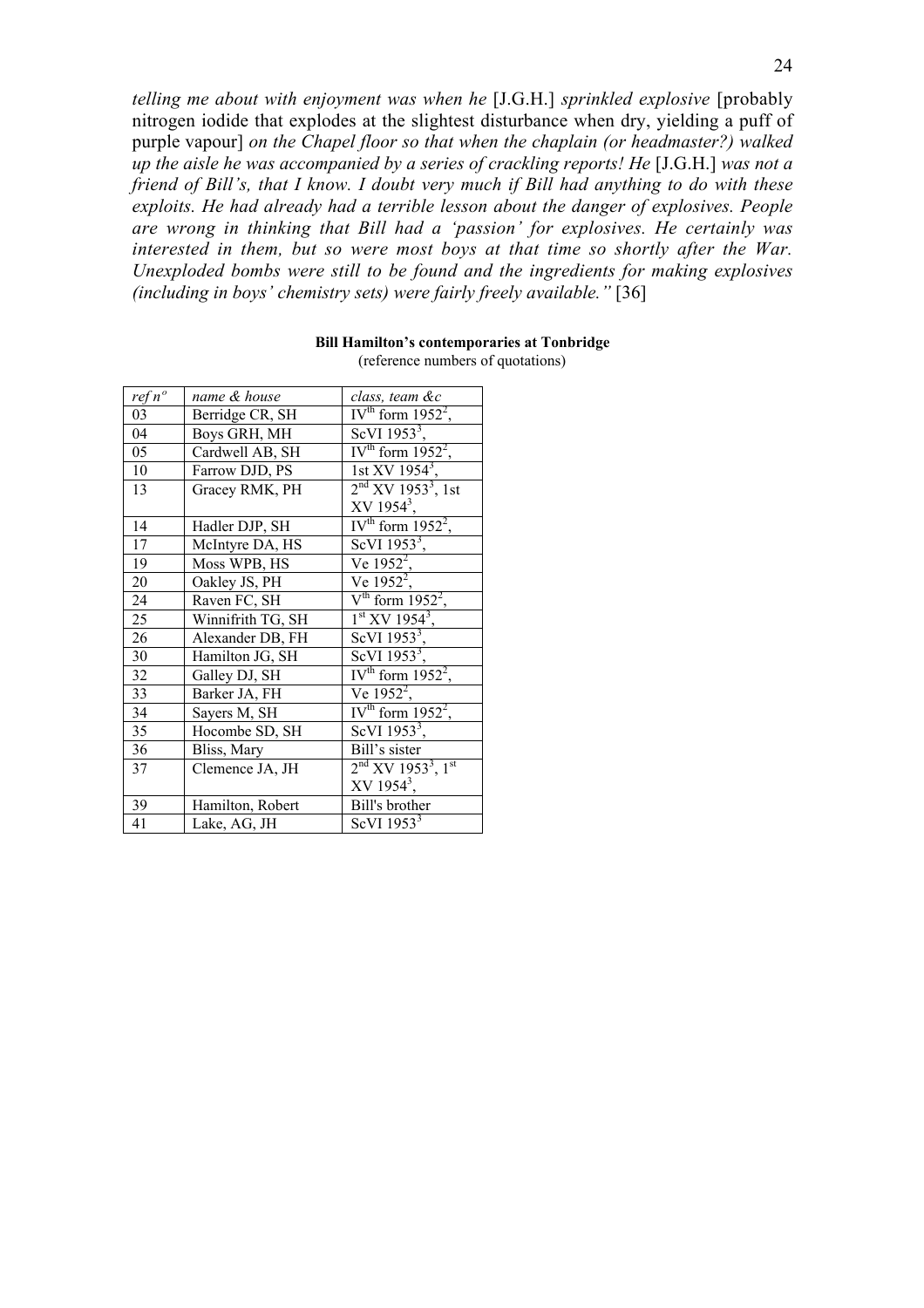*telling me about with enjoyment was when he* [J.G.H.] *sprinkled explosive* [probably nitrogen iodide that explodes at the slightest disturbance when dry, yielding a puff of purple vapour] *on the Chapel floor so that when the chaplain (or headmaster?) walked up the aisle he was accompanied by a series of crackling reports! He* [J.G.H.] *was not a friend of Bill's, that I know. I doubt very much if Bill had anything to do with these exploits. He had already had a terrible lesson about the danger of explosives. People are wrong in thinking that Bill had a 'passion' for explosives. He certainly was interested in them, but so were most boys at that time so shortly after the War. Unexploded bombs were still to be found and the ingredients for making explosives (including in boys' chemistry sets) were fairly freely available."* [36]

**Bill Hamilton's contemporaries at Tonbridge**
(reference numbers of quotations)

| *ref nº* | *name & house* | *class, team &c* |
|---|---|---|
| 03 | Berridge CR, SH | IV[th] form 1952[2], |
| 04 | Boys GRH, MH | ScVI 1953[3], |
| 05 | Cardwell AB, SH | IV[th] form 1952[2], |
| 10 | Farrow DJD, PS | 1st XV 1954[3], |
| 13 | Gracey RMK, PH | 2[nd] XV 1953[3], 1st XV 1954[3], |
| 14 | Hadler DJP, SH | IV[th] form 1952[2], |
| 17 | McIntyre DA, HS | ScVI 1953[3], |
| 19 | Moss WPB, HS | Ve 1952[2], |
| 20 | Oakley JS, PH | Ve 1952[2], |
| 24 | Raven FC, SH | V[th] form 1952[2], |
| 25 | Winnifrith TG, SH | 1[st] XV 1954[3], |
| 26 | Alexander DB, FH | ScVI 1953[3], |
| 30 | Hamilton JG, SH | ScVI 1953[3], |
| 32 | Galley DJ, SH | IV[th] form 1952[2], |
| 33 | Barker JA, FH | Ve 1952[2], |
| 34 | Sayers M, SH | IV[th] form 1952[2], |
| 35 | Hocombe SD, SH | ScVI 1953[3], |
| 36 | Bliss, Mary | Bill's sister |
| 37 | Clemence JA, JH | 2[nd] XV 1953[3], 1[st] XV 1954[3], |
| 39 | Hamilton, Robert | Bill's brother |
| 41 | Lake, AG, JH | ScVI 1953[3] |